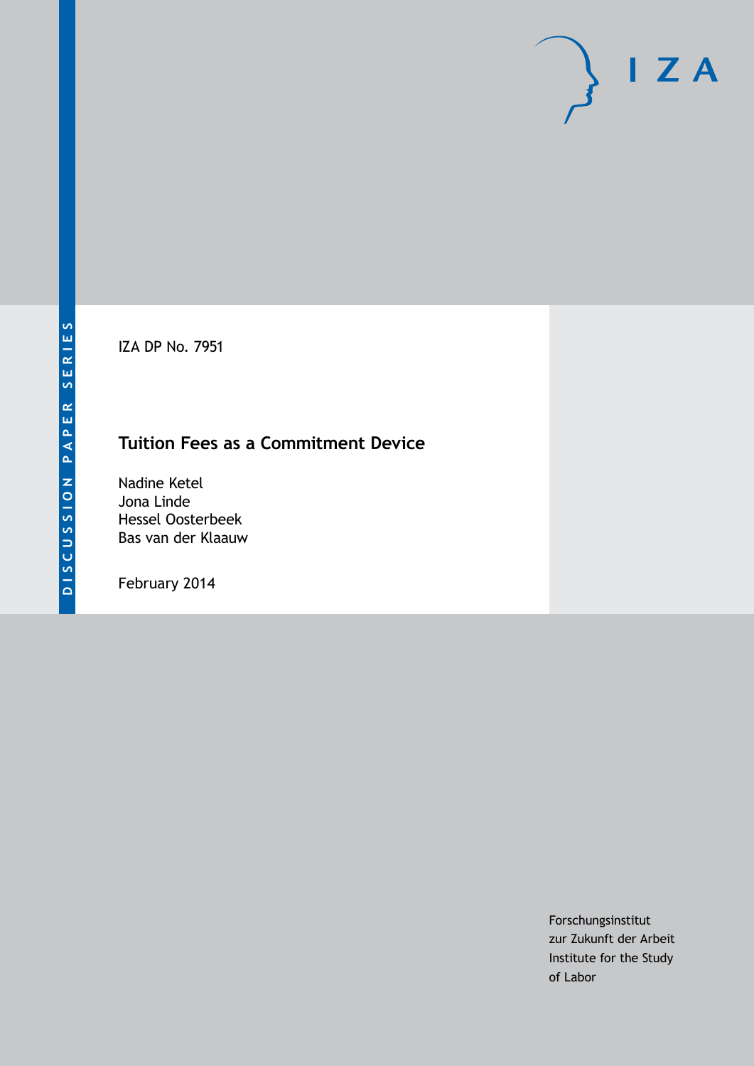DISCUSSION PAPER SERIES

IZA DP No. 7951

# Tuition Fees as a Commitment Device

Nadine Ketel
Jona Linde
Hessel Oosterbeek
Bas van der Klaauw

February 2014

Forschungsinstitut
zur Zukunft der Arbeit
Institute for the Study
of Labor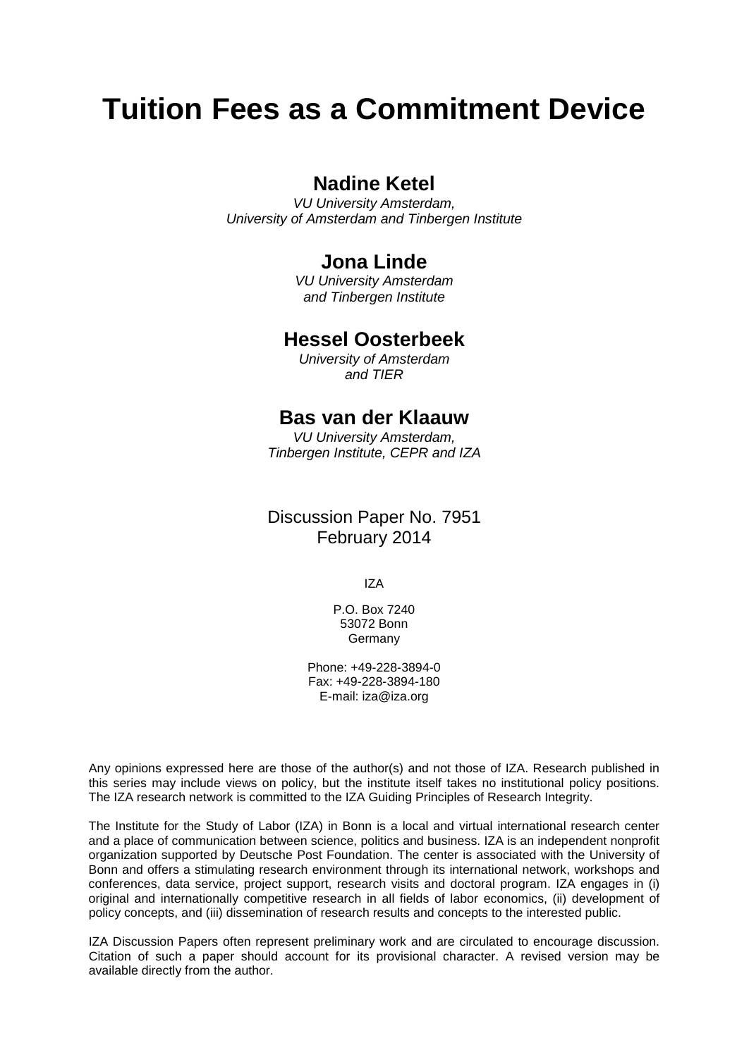# Tuition Fees as a Commitment Device

## Nadine Ketel

*VU University Amsterdam,*
*University of Amsterdam and Tinbergen Institute*

## Jona Linde

*VU University Amsterdam*
*and Tinbergen Institute*

## Hessel Oosterbeek

*University of Amsterdam*
*and TIER*

## Bas van der Klaauw

*VU University Amsterdam,*
*Tinbergen Institute, CEPR and IZA*

Discussion Paper No. 7951
February 2014

IZA

P.O. Box 7240
53072 Bonn
Germany

Phone: +49-228-3894-0
Fax: +49-228-3894-180
E-mail: iza@iza.org

Any opinions expressed here are those of the author(s) and not those of IZA. Research published in this series may include views on policy, but the institute itself takes no institutional policy positions. The IZA research network is committed to the IZA Guiding Principles of Research Integrity.

The Institute for the Study of Labor (IZA) in Bonn is a local and virtual international research center and a place of communication between science, politics and business. IZA is an independent nonprofit organization supported by Deutsche Post Foundation. The center is associated with the University of Bonn and offers a stimulating research environment through its international network, workshops and conferences, data service, project support, research visits and doctoral program. IZA engages in (i) original and internationally competitive research in all fields of labor economics, (ii) development of policy concepts, and (iii) dissemination of research results and concepts to the interested public.

IZA Discussion Papers often represent preliminary work and are circulated to encourage discussion. Citation of such a paper should account for its provisional character. A revised version may be available directly from the author.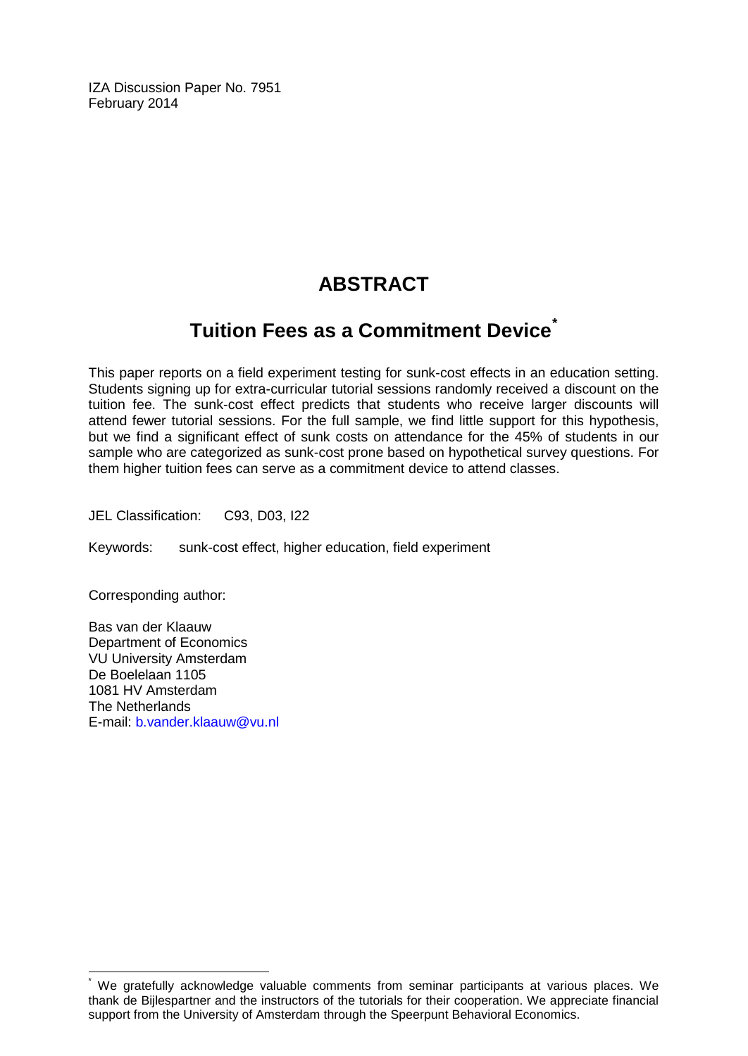IZA Discussion Paper No. 7951
February 2014

# ABSTRACT

## Tuition Fees as a Commitment Device*

This paper reports on a field experiment testing for sunk-cost effects in an education setting. Students signing up for extra-curricular tutorial sessions randomly received a discount on the tuition fee. The sunk-cost effect predicts that students who receive larger discounts will attend fewer tutorial sessions. For the full sample, we find little support for this hypothesis, but we find a significant effect of sunk costs on attendance for the 45% of students in our sample who are categorized as sunk-cost prone based on hypothetical survey questions. For them higher tuition fees can serve as a commitment device to attend classes.

JEL Classification: C93, D03, I22

Keywords: sunk-cost effect, higher education, field experiment

Corresponding author:

Bas van der Klaauw
Department of Economics
VU University Amsterdam
De Boelelaan 1105
1081 HV Amsterdam
The Netherlands
E-mail: b.vander.klaauw@vu.nl

---

\* We gratefully acknowledge valuable comments from seminar participants at various places. We thank de Bijlespartner and the instructors of the tutorials for their cooperation. We appreciate financial support from the University of Amsterdam through the Speerpunt Behavioral Economics.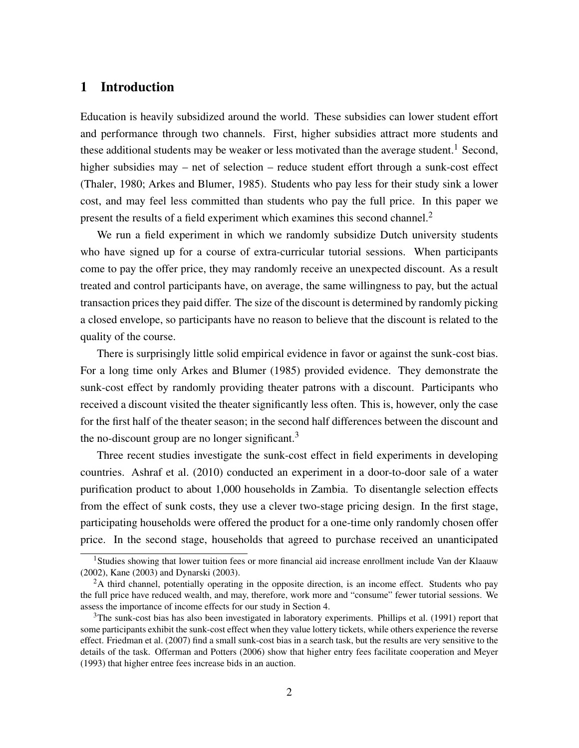# 1 Introduction

Education is heavily subsidized around the world. These subsidies can lower student effort and performance through two channels. First, higher subsidies attract more students and these additional students may be weaker or less motivated than the average student.[1] Second, higher subsidies may – net of selection – reduce student effort through a sunk-cost effect (Thaler, 1980; Arkes and Blumer, 1985). Students who pay less for their study sink a lower cost, and may feel less committed than students who pay the full price. In this paper we present the results of a field experiment which examines this second channel.[2]

We run a field experiment in which we randomly subsidize Dutch university students who have signed up for a course of extra-curricular tutorial sessions. When participants come to pay the offer price, they may randomly receive an unexpected discount. As a result treated and control participants have, on average, the same willingness to pay, but the actual transaction prices they paid differ. The size of the discount is determined by randomly picking a closed envelope, so participants have no reason to believe that the discount is related to the quality of the course.

There is surprisingly little solid empirical evidence in favor or against the sunk-cost bias. For a long time only Arkes and Blumer (1985) provided evidence. They demonstrate the sunk-cost effect by randomly providing theater patrons with a discount. Participants who received a discount visited the theater significantly less often. This is, however, only the case for the first half of the theater season; in the second half differences between the discount and the no-discount group are no longer significant.[3]

Three recent studies investigate the sunk-cost effect in field experiments in developing countries. Ashraf et al. (2010) conducted an experiment in a door-to-door sale of a water purification product to about 1,000 households in Zambia. To disentangle selection effects from the effect of sunk costs, they use a clever two-stage pricing design. In the first stage, participating households were offered the product for a one-time only randomly chosen offer price. In the second stage, households that agreed to purchase received an unanticipated

---

[1] Studies showing that lower tuition fees or more financial aid increase enrollment include Van der Klaauw (2002), Kane (2003) and Dynarski (2003).

[2] A third channel, potentially operating in the opposite direction, is an income effect. Students who pay the full price have reduced wealth, and may, therefore, work more and "consume" fewer tutorial sessions. We assess the importance of income effects for our study in Section 4.

[3] The sunk-cost bias has also been investigated in laboratory experiments. Phillips et al. (1991) report that some participants exhibit the sunk-cost effect when they value lottery tickets, while others experience the reverse effect. Friedman et al. (2007) find a small sunk-cost bias in a search task, but the results are very sensitive to the details of the task. Offerman and Potters (2006) show that higher entry fees facilitate cooperation and Meyer (1993) that higher entree fees increase bids in an auction.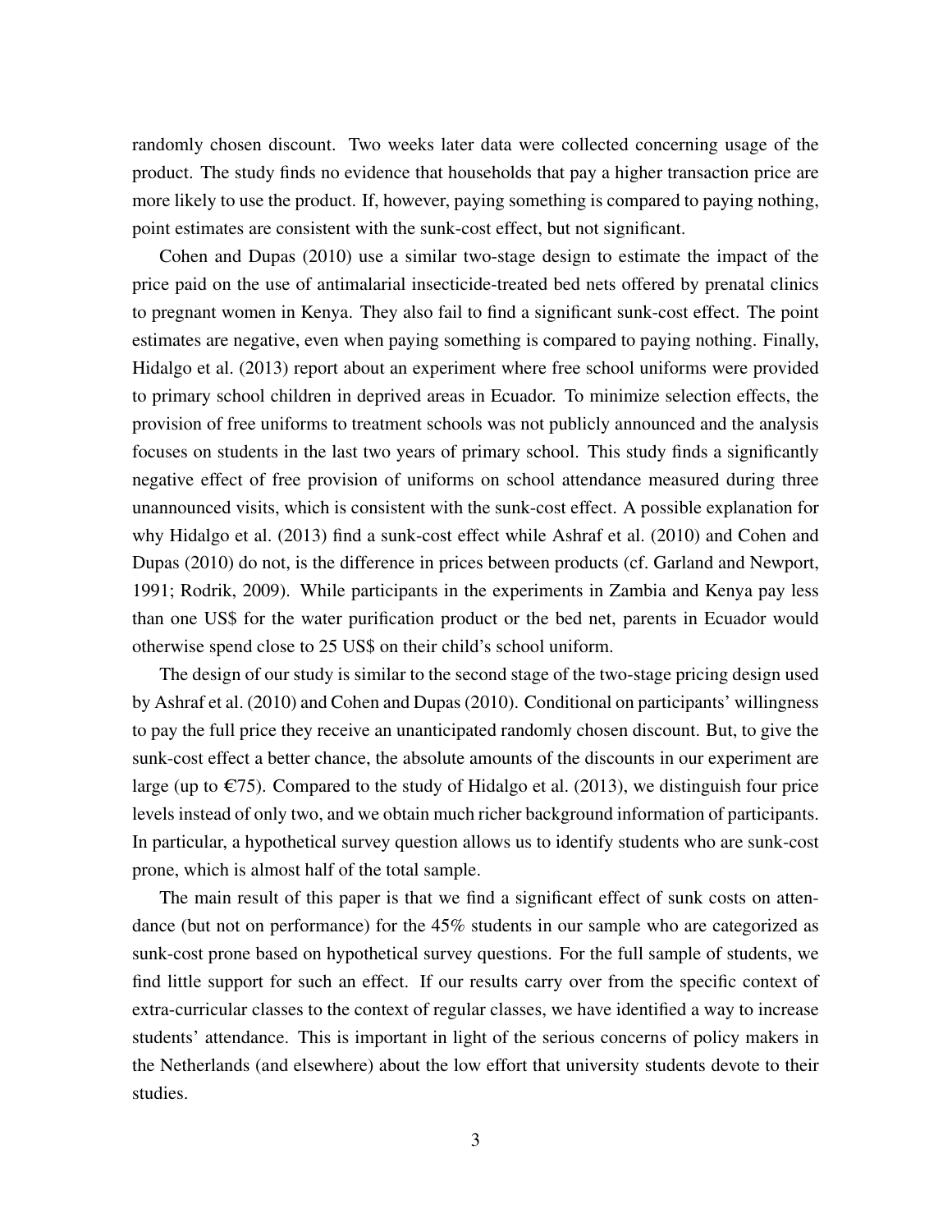randomly chosen discount. Two weeks later data were collected concerning usage of the product. The study finds no evidence that households that pay a higher transaction price are more likely to use the product. If, however, paying something is compared to paying nothing, point estimates are consistent with the sunk-cost effect, but not significant.

Cohen and Dupas (2010) use a similar two-stage design to estimate the impact of the price paid on the use of antimalarial insecticide-treated bed nets offered by prenatal clinics to pregnant women in Kenya. They also fail to find a significant sunk-cost effect. The point estimates are negative, even when paying something is compared to paying nothing. Finally, Hidalgo et al. (2013) report about an experiment where free school uniforms were provided to primary school children in deprived areas in Ecuador. To minimize selection effects, the provision of free uniforms to treatment schools was not publicly announced and the analysis focuses on students in the last two years of primary school. This study finds a significantly negative effect of free provision of uniforms on school attendance measured during three unannounced visits, which is consistent with the sunk-cost effect. A possible explanation for why Hidalgo et al. (2013) find a sunk-cost effect while Ashraf et al. (2010) and Cohen and Dupas (2010) do not, is the difference in prices between products (cf. Garland and Newport, 1991; Rodrik, 2009). While participants in the experiments in Zambia and Kenya pay less than one US$ for the water purification product or the bed net, parents in Ecuador would otherwise spend close to 25 US$ on their child's school uniform.

The design of our study is similar to the second stage of the two-stage pricing design used by Ashraf et al. (2010) and Cohen and Dupas (2010). Conditional on participants' willingness to pay the full price they receive an unanticipated randomly chosen discount. But, to give the sunk-cost effect a better chance, the absolute amounts of the discounts in our experiment are large (up to €75). Compared to the study of Hidalgo et al. (2013), we distinguish four price levels instead of only two, and we obtain much richer background information of participants. In particular, a hypothetical survey question allows us to identify students who are sunk-cost prone, which is almost half of the total sample.

The main result of this paper is that we find a significant effect of sunk costs on attendance (but not on performance) for the 45% students in our sample who are categorized as sunk-cost prone based on hypothetical survey questions. For the full sample of students, we find little support for such an effect. If our results carry over from the specific context of extra-curricular classes to the context of regular classes, we have identified a way to increase students' attendance. This is important in light of the serious concerns of policy makers in the Netherlands (and elsewhere) about the low effort that university students devote to their studies.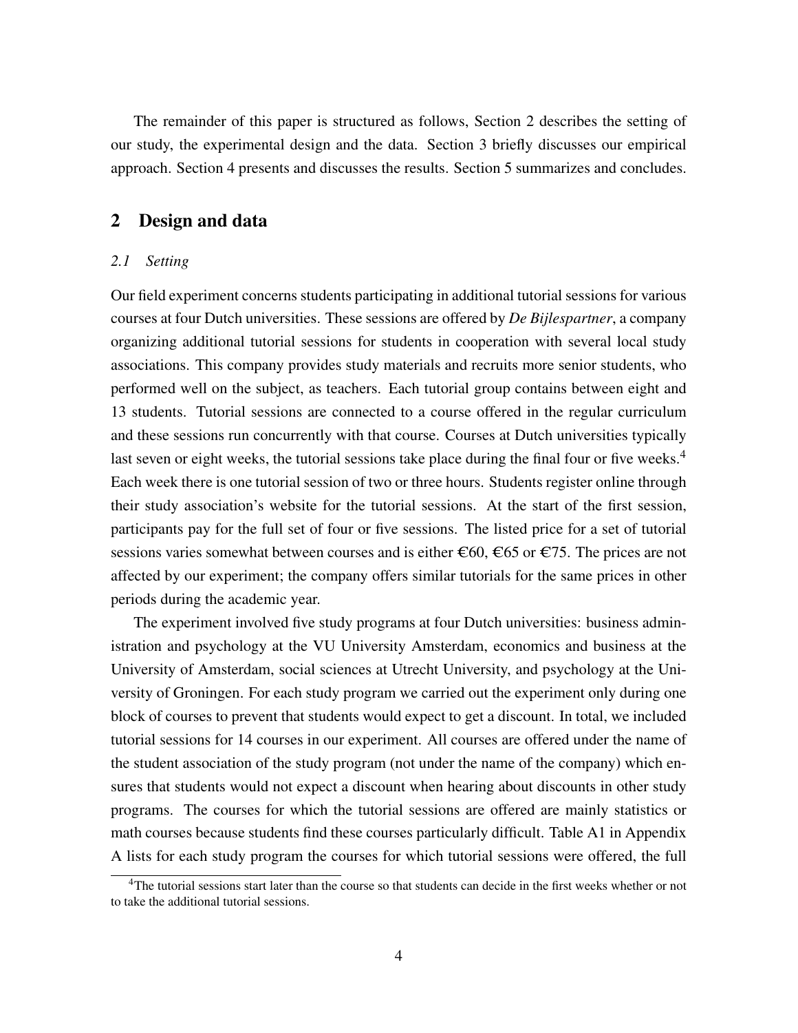The remainder of this paper is structured as follows, Section 2 describes the setting of our study, the experimental design and the data. Section 3 briefly discusses our empirical approach. Section 4 presents and discusses the results. Section 5 summarizes and concludes.

## 2 Design and data

### *2.1 Setting*

Our field experiment concerns students participating in additional tutorial sessions for various courses at four Dutch universities. These sessions are offered by *De Bijlespartner*, a company organizing additional tutorial sessions for students in cooperation with several local study associations. This company provides study materials and recruits more senior students, who performed well on the subject, as teachers. Each tutorial group contains between eight and 13 students. Tutorial sessions are connected to a course offered in the regular curriculum and these sessions run concurrently with that course. Courses at Dutch universities typically last seven or eight weeks, the tutorial sessions take place during the final four or five weeks.[4] Each week there is one tutorial session of two or three hours. Students register online through their study association's website for the tutorial sessions. At the start of the first session, participants pay for the full set of four or five sessions. The listed price for a set of tutorial sessions varies somewhat between courses and is either €60, €65 or €75. The prices are not affected by our experiment; the company offers similar tutorials for the same prices in other periods during the academic year.

The experiment involved five study programs at four Dutch universities: business administration and psychology at the VU University Amsterdam, economics and business at the University of Amsterdam, social sciences at Utrecht University, and psychology at the University of Groningen. For each study program we carried out the experiment only during one block of courses to prevent that students would expect to get a discount. In total, we included tutorial sessions for 14 courses in our experiment. All courses are offered under the name of the student association of the study program (not under the name of the company) which ensures that students would not expect a discount when hearing about discounts in other study programs. The courses for which the tutorial sessions are offered are mainly statistics or math courses because students find these courses particularly difficult. Table A1 in Appendix A lists for each study program the courses for which tutorial sessions were offered, the full

[4] The tutorial sessions start later than the course so that students can decide in the first weeks whether or not to take the additional tutorial sessions.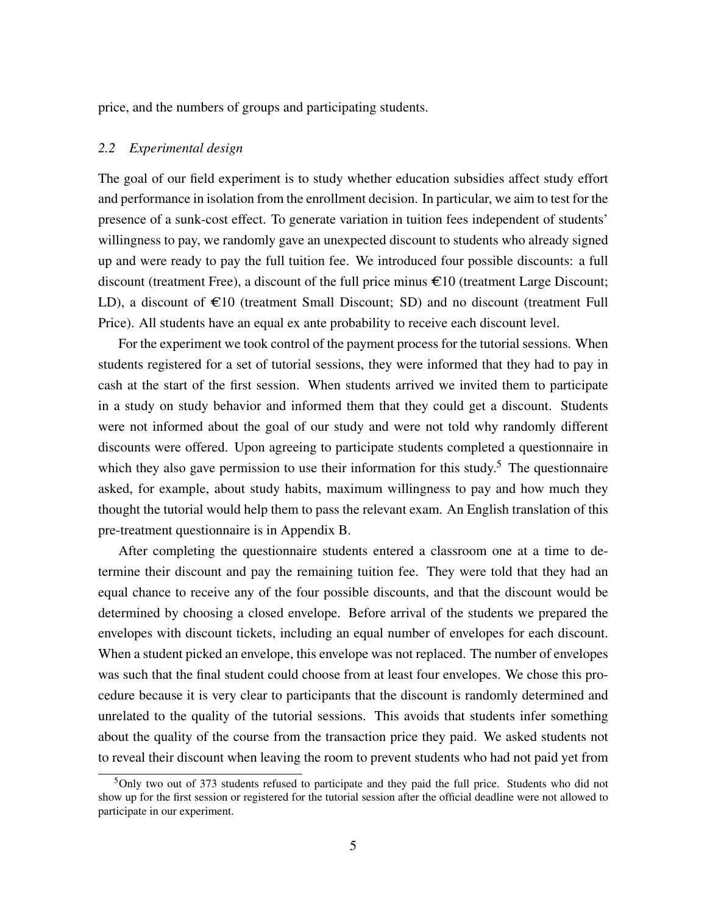price, and the numbers of groups and participating students.

### *2.2 Experimental design*

The goal of our field experiment is to study whether education subsidies affect study effort and performance in isolation from the enrollment decision. In particular, we aim to test for the presence of a sunk-cost effect. To generate variation in tuition fees independent of students' willingness to pay, we randomly gave an unexpected discount to students who already signed up and were ready to pay the full tuition fee. We introduced four possible discounts: a full discount (treatment Free), a discount of the full price minus €10 (treatment Large Discount; LD), a discount of €10 (treatment Small Discount; SD) and no discount (treatment Full Price). All students have an equal ex ante probability to receive each discount level.

For the experiment we took control of the payment process for the tutorial sessions. When students registered for a set of tutorial sessions, they were informed that they had to pay in cash at the start of the first session. When students arrived we invited them to participate in a study on study behavior and informed them that they could get a discount. Students were not informed about the goal of our study and were not told why randomly different discounts were offered. Upon agreeing to participate students completed a questionnaire in which they also gave permission to use their information for this study.[5] The questionnaire asked, for example, about study habits, maximum willingness to pay and how much they thought the tutorial would help them to pass the relevant exam. An English translation of this pre-treatment questionnaire is in Appendix B.

After completing the questionnaire students entered a classroom one at a time to determine their discount and pay the remaining tuition fee. They were told that they had an equal chance to receive any of the four possible discounts, and that the discount would be determined by choosing a closed envelope. Before arrival of the students we prepared the envelopes with discount tickets, including an equal number of envelopes for each discount. When a student picked an envelope, this envelope was not replaced. The number of envelopes was such that the final student could choose from at least four envelopes. We chose this procedure because it is very clear to participants that the discount is randomly determined and unrelated to the quality of the tutorial sessions. This avoids that students infer something about the quality of the course from the transaction price they paid. We asked students not to reveal their discount when leaving the room to prevent students who had not paid yet from

[5] Only two out of 373 students refused to participate and they paid the full price. Students who did not show up for the first session or registered for the tutorial session after the official deadline were not allowed to participate in our experiment.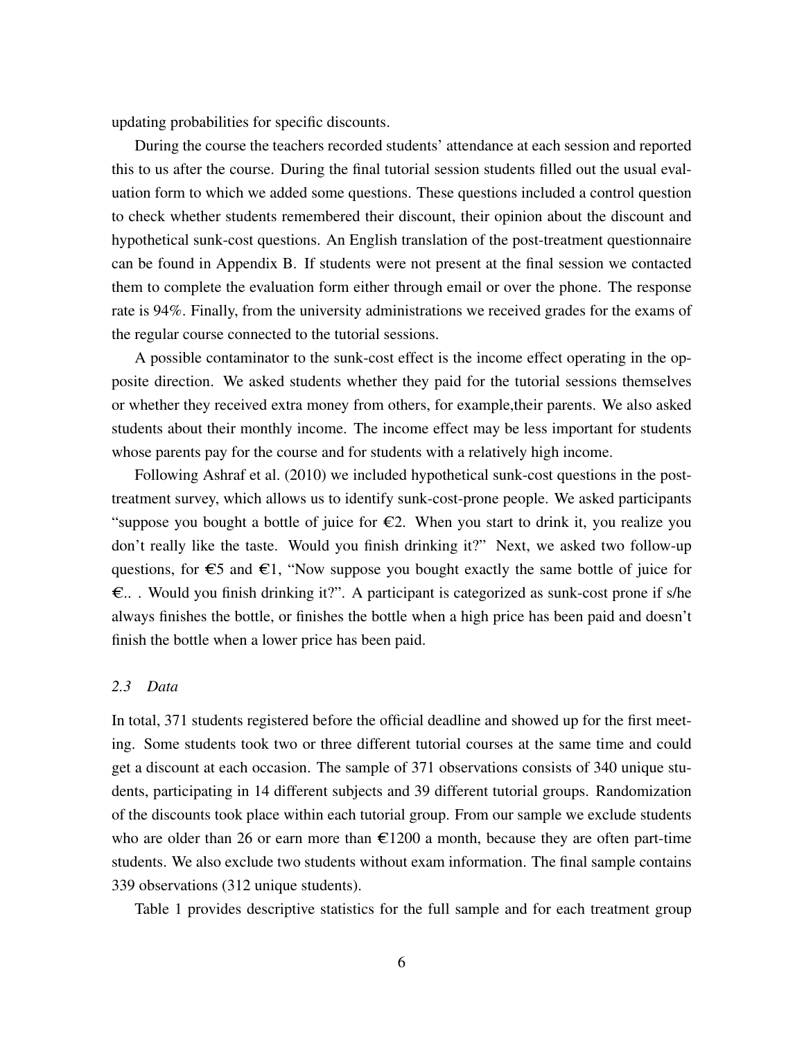updating probabilities for specific discounts.

During the course the teachers recorded students' attendance at each session and reported this to us after the course. During the final tutorial session students filled out the usual evaluation form to which we added some questions. These questions included a control question to check whether students remembered their discount, their opinion about the discount and hypothetical sunk-cost questions. An English translation of the post-treatment questionnaire can be found in Appendix B. If students were not present at the final session we contacted them to complete the evaluation form either through email or over the phone. The response rate is 94%. Finally, from the university administrations we received grades for the exams of the regular course connected to the tutorial sessions.

A possible contaminator to the sunk-cost effect is the income effect operating in the opposite direction. We asked students whether they paid for the tutorial sessions themselves or whether they received extra money from others, for example,their parents. We also asked students about their monthly income. The income effect may be less important for students whose parents pay for the course and for students with a relatively high income.

Following Ashraf et al. (2010) we included hypothetical sunk-cost questions in the post-treatment survey, which allows us to identify sunk-cost-prone people. We asked participants "suppose you bought a bottle of juice for €2. When you start to drink it, you realize you don't really like the taste. Would you finish drinking it?" Next, we asked two follow-up questions, for €5 and €1, "Now suppose you bought exactly the same bottle of juice for €.. . Would you finish drinking it?". A participant is categorized as sunk-cost prone if s/he always finishes the bottle, or finishes the bottle when a high price has been paid and doesn't finish the bottle when a lower price has been paid.

### *2.3 Data*

In total, 371 students registered before the official deadline and showed up for the first meeting. Some students took two or three different tutorial courses at the same time and could get a discount at each occasion. The sample of 371 observations consists of 340 unique students, participating in 14 different subjects and 39 different tutorial groups. Randomization of the discounts took place within each tutorial group. From our sample we exclude students who are older than 26 or earn more than €1200 a month, because they are often part-time students. We also exclude two students without exam information. The final sample contains 339 observations (312 unique students).

Table 1 provides descriptive statistics for the full sample and for each treatment group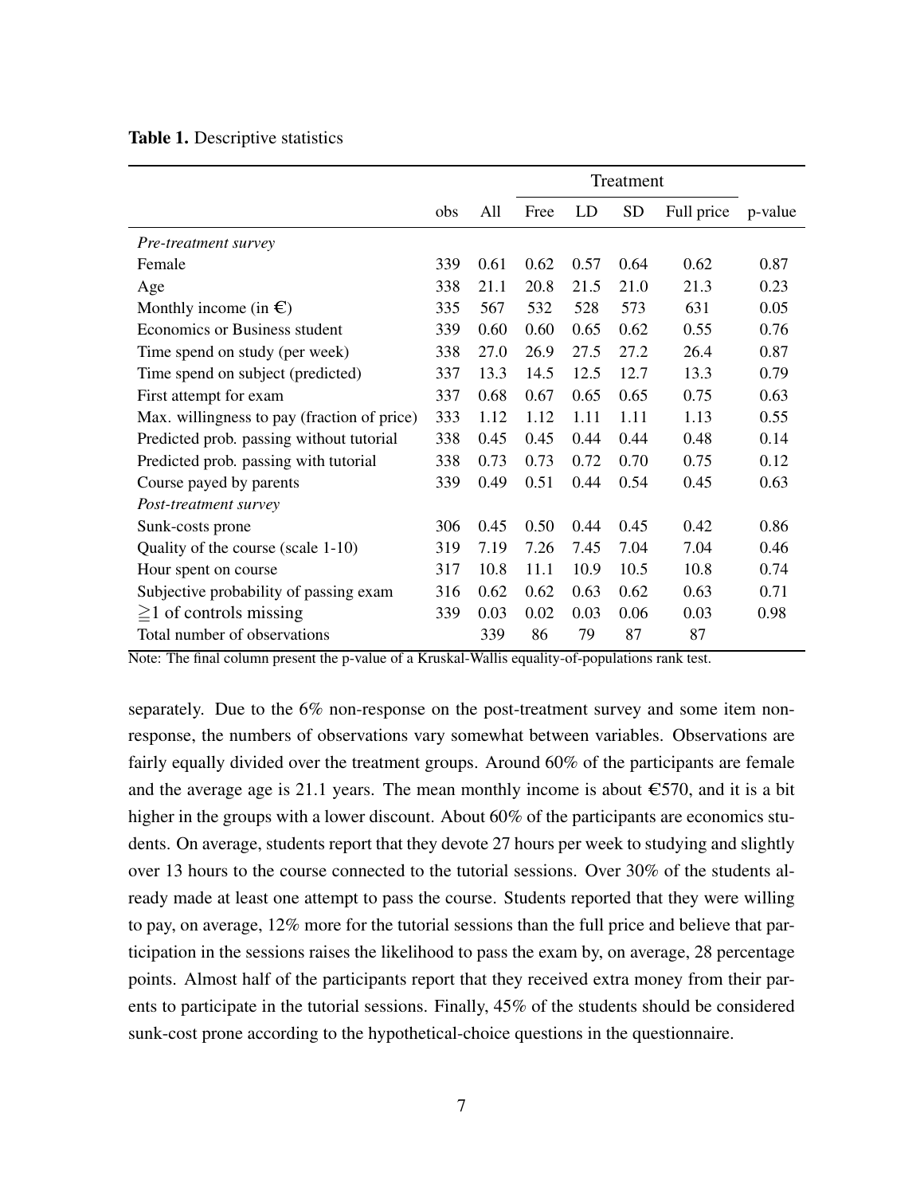**Table 1.** Descriptive statistics

| | obs | All | Treatment | | | | p-value |
|---|---|---|---|---|---|---|---|
| | | | Free | LD | SD | Full price | |
| *Pre-treatment survey* | | | | | | | |
| Female | 339 | 0.61 | 0.62 | 0.57 | 0.64 | 0.62 | 0.87 |
| Age | 338 | 21.1 | 20.8 | 21.5 | 21.0 | 21.3 | 0.23 |
| Monthly income (in €) | 335 | 567 | 532 | 528 | 573 | 631 | 0.05 |
| Economics or Business student | 339 | 0.60 | 0.60 | 0.65 | 0.62 | 0.55 | 0.76 |
| Time spend on study (per week) | 338 | 27.0 | 26.9 | 27.5 | 27.2 | 26.4 | 0.87 |
| Time spend on subject (predicted) | 337 | 13.3 | 14.5 | 12.5 | 12.7 | 13.3 | 0.79 |
| First attempt for exam | 337 | 0.68 | 0.67 | 0.65 | 0.65 | 0.75 | 0.63 |
| Max. willingness to pay (fraction of price) | 333 | 1.12 | 1.12 | 1.11 | 1.11 | 1.13 | 0.55 |
| Predicted prob. passing without tutorial | 338 | 0.45 | 0.45 | 0.44 | 0.44 | 0.48 | 0.14 |
| Predicted prob. passing with tutorial | 338 | 0.73 | 0.73 | 0.72 | 0.70 | 0.75 | 0.12 |
| Course payed by parents | 339 | 0.49 | 0.51 | 0.44 | 0.54 | 0.45 | 0.63 |
| *Post-treatment survey* | | | | | | | |
| Sunk-costs prone | 306 | 0.45 | 0.50 | 0.44 | 0.45 | 0.42 | 0.86 |
| Quality of the course (scale 1-10) | 319 | 7.19 | 7.26 | 7.45 | 7.04 | 7.04 | 0.46 |
| Hour spent on course | 317 | 10.8 | 11.1 | 10.9 | 10.5 | 10.8 | 0.74 |
| Subjective probability of passing exam | 316 | 0.62 | 0.62 | 0.63 | 0.62 | 0.63 | 0.71 |
| $\geqq$1 of controls missing | 339 | 0.03 | 0.02 | 0.03 | 0.06 | 0.03 | 0.98 |
| Total number of observations | | 339 | 86 | 79 | 87 | 87 | |

Note: The final column present the p-value of a Kruskal-Wallis equality-of-populations rank test.

separately. Due to the 6% non-response on the post-treatment survey and some item non-response, the numbers of observations vary somewhat between variables. Observations are fairly equally divided over the treatment groups. Around 60% of the participants are female and the average age is 21.1 years. The mean monthly income is about €570, and it is a bit higher in the groups with a lower discount. About 60% of the participants are economics students. On average, students report that they devote 27 hours per week to studying and slightly over 13 hours to the course connected to the tutorial sessions. Over 30% of the students already made at least one attempt to pass the course. Students reported that they were willing to pay, on average, 12% more for the tutorial sessions than the full price and believe that participation in the sessions raises the likelihood to pass the exam by, on average, 28 percentage points. Almost half of the participants report that they received extra money from their parents to participate in the tutorial sessions. Finally, 45% of the students should be considered sunk-cost prone according to the hypothetical-choice questions in the questionnaire.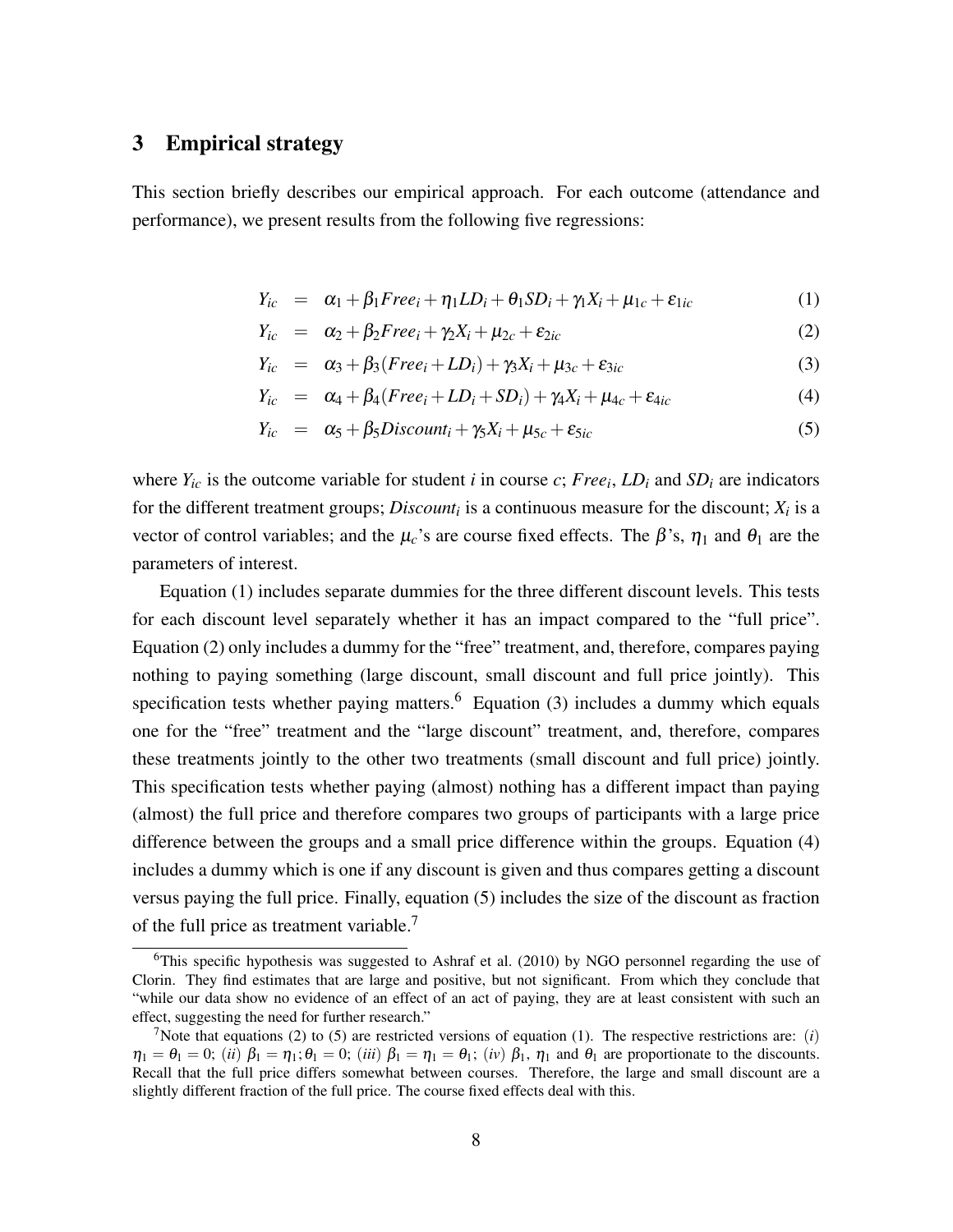## 3 Empirical strategy

This section briefly describes our empirical approach. For each outcome (attendance and performance), we present results from the following five regressions:

$$Y_{ic} = \alpha_1 + \beta_1 Free_i + \eta_1 LD_i + \theta_1 SD_i + \gamma_1 X_i + \mu_{1c} + \varepsilon_{1ic} \quad (1)$$

$$Y_{ic} = \alpha_2 + \beta_2 Free_i + \gamma_2 X_i + \mu_{2c} + \varepsilon_{2ic} \quad (2)$$

$$Y_{ic} = \alpha_3 + \beta_3 (Free_i + LD_i) + \gamma_3 X_i + \mu_{3c} + \varepsilon_{3ic} \quad (3)$$

$$Y_{ic} = \alpha_4 + \beta_4 (Free_i + LD_i + SD_i) + \gamma_4 X_i + \mu_{4c} + \varepsilon_{4ic} \quad (4)$$

$$Y_{ic} = \alpha_5 + \beta_5 Discount_i + \gamma_5 X_i + \mu_{5c} + \varepsilon_{5ic} \quad (5)$$

where $Y_{ic}$ is the outcome variable for student $i$ in course $c$; $Free_i$, $LD_i$ and $SD_i$ are indicators for the different treatment groups; $Discount_i$ is a continuous measure for the discount; $X_i$ is a vector of control variables; and the $\mu_c$'s are course fixed effects. The $\beta$'s, $\eta_1$ and $\theta_1$ are the parameters of interest.

Equation (1) includes separate dummies for the three different discount levels. This tests for each discount level separately whether it has an impact compared to the "full price". Equation (2) only includes a dummy for the "free" treatment, and, therefore, compares paying nothing to paying something (large discount, small discount and full price jointly). This specification tests whether paying matters.[6] Equation (3) includes a dummy which equals one for the "free" treatment and the "large discount" treatment, and, therefore, compares these treatments jointly to the other two treatments (small discount and full price) jointly. This specification tests whether paying (almost) nothing has a different impact than paying (almost) the full price and therefore compares two groups of participants with a large price difference between the groups and a small price difference within the groups. Equation (4) includes a dummy which is one if any discount is given and thus compares getting a discount versus paying the full price. Finally, equation (5) includes the size of the discount as fraction of the full price as treatment variable.[7]

---

[6] This specific hypothesis was suggested to Ashraf et al. (2010) by NGO personnel regarding the use of Clorin. They find estimates that are large and positive, but not significant. From which they conclude that "while our data show no evidence of an effect of an act of paying, they are at least consistent with such an effect, suggesting the need for further research."

[7] Note that equations (2) to (5) are restricted versions of equation (1). The respective restrictions are: (*i*) $\eta_1 = \theta_1 = 0$; (*ii*) $\beta_1 = \eta_1; \theta_1 = 0$; (*iii*) $\beta_1 = \eta_1 = \theta_1$; (*iv*) $\beta_1$, $\eta_1$ and $\theta_1$ are proportionate to the discounts. Recall that the full price differs somewhat between courses. Therefore, the large and small discount are a slightly different fraction of the full price. The course fixed effects deal with this.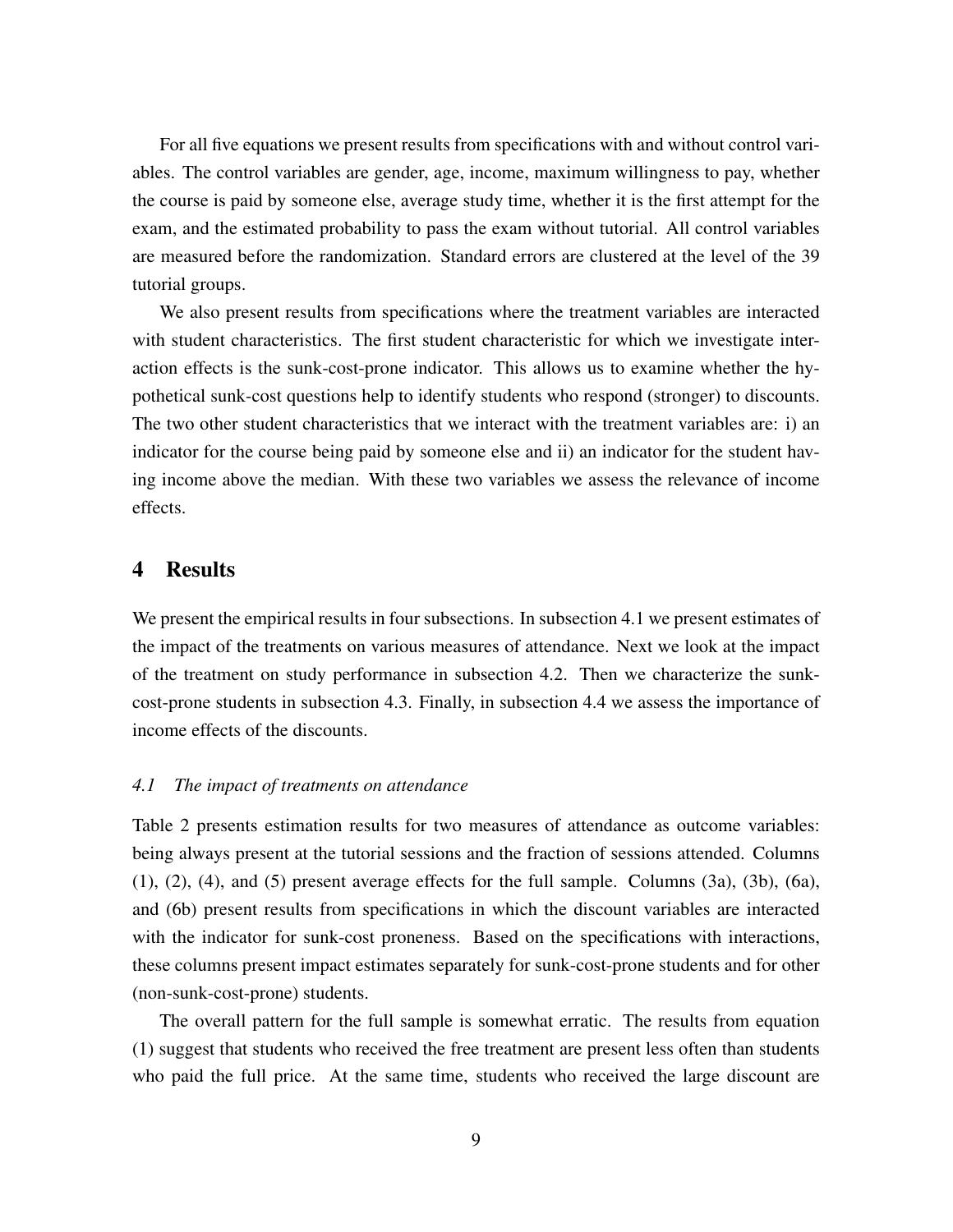For all five equations we present results from specifications with and without control variables. The control variables are gender, age, income, maximum willingness to pay, whether the course is paid by someone else, average study time, whether it is the first attempt for the exam, and the estimated probability to pass the exam without tutorial. All control variables are measured before the randomization. Standard errors are clustered at the level of the 39 tutorial groups.

We also present results from specifications where the treatment variables are interacted with student characteristics. The first student characteristic for which we investigate interaction effects is the sunk-cost-prone indicator. This allows us to examine whether the hypothetical sunk-cost questions help to identify students who respond (stronger) to discounts. The two other student characteristics that we interact with the treatment variables are: i) an indicator for the course being paid by someone else and ii) an indicator for the student having income above the median. With these two variables we assess the relevance of income effects.

## 4 Results

We present the empirical results in four subsections. In subsection 4.1 we present estimates of the impact of the treatments on various measures of attendance. Next we look at the impact of the treatment on study performance in subsection 4.2. Then we characterize the sunk-cost-prone students in subsection 4.3. Finally, in subsection 4.4 we assess the importance of income effects of the discounts.

### *4.1 The impact of treatments on attendance*

Table 2 presents estimation results for two measures of attendance as outcome variables: being always present at the tutorial sessions and the fraction of sessions attended. Columns (1), (2), (4), and (5) present average effects for the full sample. Columns (3a), (3b), (6a), and (6b) present results from specifications in which the discount variables are interacted with the indicator for sunk-cost proneness. Based on the specifications with interactions, these columns present impact estimates separately for sunk-cost-prone students and for other (non-sunk-cost-prone) students.

The overall pattern for the full sample is somewhat erratic. The results from equation (1) suggest that students who received the free treatment are present less often than students who paid the full price. At the same time, students who received the large discount are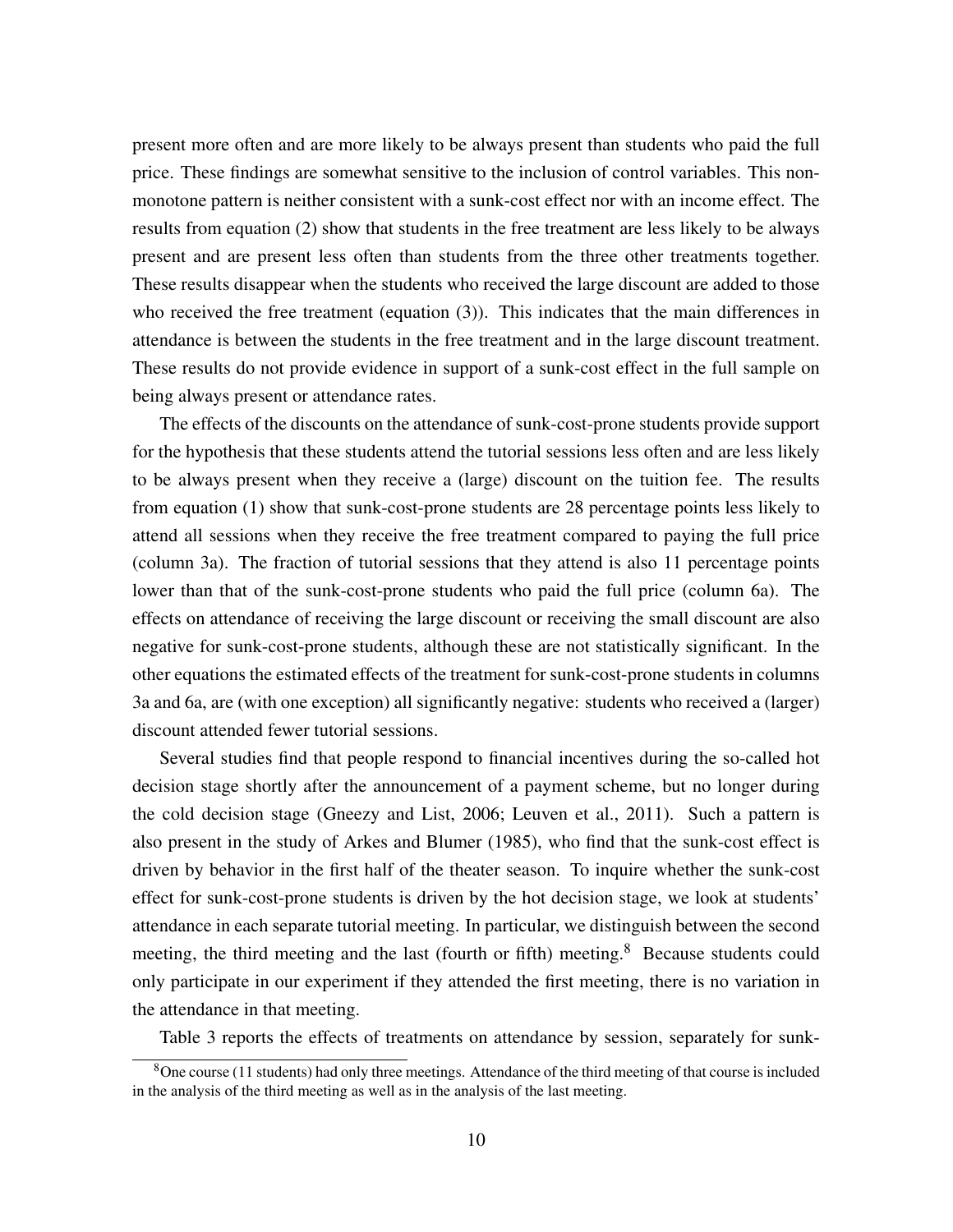present more often and are more likely to be always present than students who paid the full price. These findings are somewhat sensitive to the inclusion of control variables. This non-monotone pattern is neither consistent with a sunk-cost effect nor with an income effect. The results from equation (2) show that students in the free treatment are less likely to be always present and are present less often than students from the three other treatments together. These results disappear when the students who received the large discount are added to those who received the free treatment (equation (3)). This indicates that the main differences in attendance is between the students in the free treatment and in the large discount treatment. These results do not provide evidence in support of a sunk-cost effect in the full sample on being always present or attendance rates.

The effects of the discounts on the attendance of sunk-cost-prone students provide support for the hypothesis that these students attend the tutorial sessions less often and are less likely to be always present when they receive a (large) discount on the tuition fee. The results from equation (1) show that sunk-cost-prone students are 28 percentage points less likely to attend all sessions when they receive the free treatment compared to paying the full price (column 3a). The fraction of tutorial sessions that they attend is also 11 percentage points lower than that of the sunk-cost-prone students who paid the full price (column 6a). The effects on attendance of receiving the large discount or receiving the small discount are also negative for sunk-cost-prone students, although these are not statistically significant. In the other equations the estimated effects of the treatment for sunk-cost-prone students in columns 3a and 6a, are (with one exception) all significantly negative: students who received a (larger) discount attended fewer tutorial sessions.

Several studies find that people respond to financial incentives during the so-called hot decision stage shortly after the announcement of a payment scheme, but no longer during the cold decision stage (Gneezy and List, 2006; Leuven et al., 2011). Such a pattern is also present in the study of Arkes and Blumer (1985), who find that the sunk-cost effect is driven by behavior in the first half of the theater season. To inquire whether the sunk-cost effect for sunk-cost-prone students is driven by the hot decision stage, we look at students' attendance in each separate tutorial meeting. In particular, we distinguish between the second meeting, the third meeting and the last (fourth or fifth) meeting.[8] Because students could only participate in our experiment if they attended the first meeting, there is no variation in the attendance in that meeting.

Table 3 reports the effects of treatments on attendance by session, separately for sunk-

[8] One course (11 students) had only three meetings. Attendance of the third meeting of that course is included in the analysis of the third meeting as well as in the analysis of the last meeting.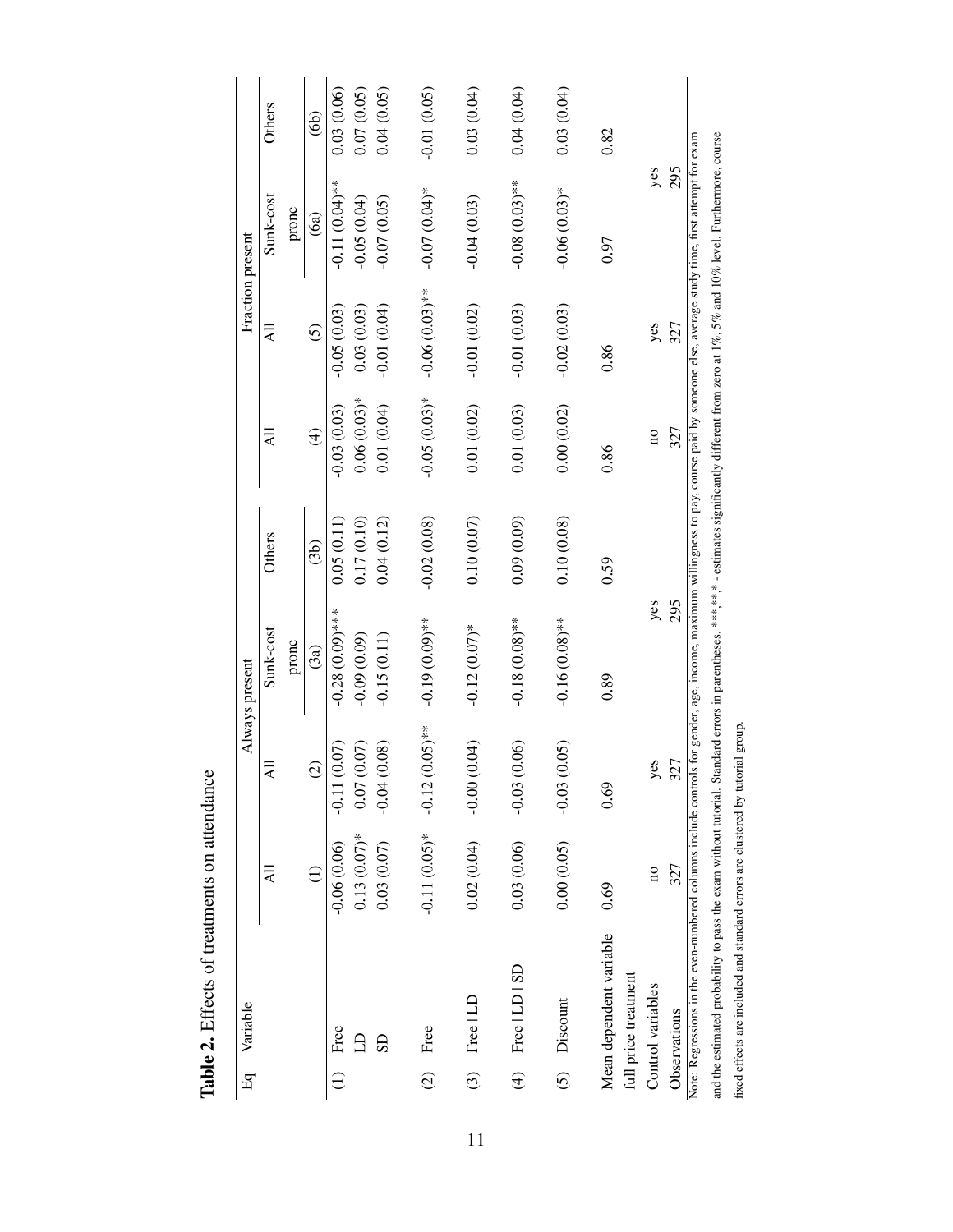**Table 2.** Effects of treatments on attendance

| Eq | Variable | Always present | | | | Fraction present | | | |
|---|---|---|---|---|---|---|---|---|---|
| | | All | All | Sunk-cost prone | Others | All | All | Sunk-cost prone | Others |
| | | (1) | (2) | (3a) | (3b) | (4) | (5) | (6a) | (6b) |
| (1) | Free | -0.06 (0.06) | -0.11 (0.07) | -0.28 (0.09)*** | 0.05 (0.11) | -0.03 (0.03) | -0.05 (0.03) | -0.11 (0.04)** | 0.03 (0.06) |
| | LD | 0.13 (0.07)* | 0.07 (0.07) | -0.09 (0.09) | 0.17 (0.10) | 0.06 (0.03)* | 0.03 (0.03) | -0.05 (0.04) | 0.07 (0.05) |
| | SD | 0.03 (0.07) | -0.04 (0.08) | -0.15 (0.11) | 0.04 (0.12) | 0.01 (0.04) | -0.01 (0.04) | -0.07 (0.05) | 0.04 (0.05) |
| (2) | Free | -0.11 (0.05)* | -0.12 (0.05)** | -0.19 (0.09)** | -0.02 (0.08) | -0.05 (0.03)* | -0.06 (0.03)** | -0.07 (0.04)* | -0.01 (0.05) |
| (3) | Free \| LD | 0.02 (0.04) | -0.00 (0.04) | -0.12 (0.07)* | 0.10 (0.07) | 0.01 (0.02) | -0.01 (0.02) | -0.04 (0.03) | 0.03 (0.04) |
| (4) | Free \| LD \| SD | 0.03 (0.06) | -0.03 (0.06) | -0.18 (0.08)** | 0.09 (0.09) | 0.01 (0.03) | -0.01 (0.03) | -0.08 (0.03)** | 0.04 (0.04) |
| (5) | Discount | 0.00 (0.05) | -0.03 (0.05) | -0.16 (0.08)** | 0.10 (0.08) | 0.00 (0.02) | -0.02 (0.03) | -0.06 (0.03)* | 0.03 (0.04) |
| Mean dependent variable full price treatment | | 0.69 | 0.69 | 0.89 | 0.59 | 0.86 | 0.86 | 0.97 | 0.82 |
| Control variables | | no | yes | yes | | no | yes | yes | |
| Observations | | 327 | 327 | 295 | | 327 | 327 | 295 | |

Note: Regressions in the even-numbered columns include controls for gender, age, income, maximum willingness to pay, course paid by someone else, average study time, first attempt for exam and the estimated probability to pass the exam without tutorial. Standard errors in parentheses. ***,**,* - estimates significantly different from zero at 1%, 5% and 10% level. Furthermore, course fixed effects are included and standard errors are clustered by tutorial group.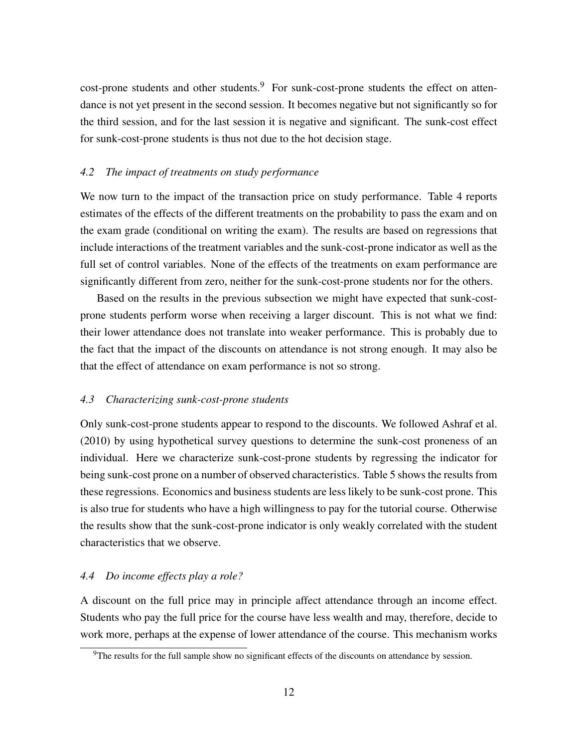cost-prone students and other students.[9] For sunk-cost-prone students the effect on attendance is not yet present in the second session. It becomes negative but not significantly so for the third session, and for the last session it is negative and significant. The sunk-cost effect for sunk-cost-prone students is thus not due to the hot decision stage.

### *4.2 The impact of treatments on study performance*

We now turn to the impact of the transaction price on study performance. Table 4 reports estimates of the effects of the different treatments on the probability to pass the exam and on the exam grade (conditional on writing the exam). The results are based on regressions that include interactions of the treatment variables and the sunk-cost-prone indicator as well as the full set of control variables. None of the effects of the treatments on exam performance are significantly different from zero, neither for the sunk-cost-prone students nor for the others.

Based on the results in the previous subsection we might have expected that sunk-cost-prone students perform worse when receiving a larger discount. This is not what we find: their lower attendance does not translate into weaker performance. This is probably due to the fact that the impact of the discounts on attendance is not strong enough. It may also be that the effect of attendance on exam performance is not so strong.

### *4.3 Characterizing sunk-cost-prone students*

Only sunk-cost-prone students appear to respond to the discounts. We followed Ashraf et al. (2010) by using hypothetical survey questions to determine the sunk-cost proneness of an individual. Here we characterize sunk-cost-prone students by regressing the indicator for being sunk-cost prone on a number of observed characteristics. Table 5 shows the results from these regressions. Economics and business students are less likely to be sunk-cost prone. This is also true for students who have a high willingness to pay for the tutorial course. Otherwise the results show that the sunk-cost-prone indicator is only weakly correlated with the student characteristics that we observe.

### *4.4 Do income effects play a role?*

A discount on the full price may in principle affect attendance through an income effect. Students who pay the full price for the course have less wealth and may, therefore, decide to work more, perhaps at the expense of lower attendance of the course. This mechanism works

[9] The results for the full sample show no significant effects of the discounts on attendance by session.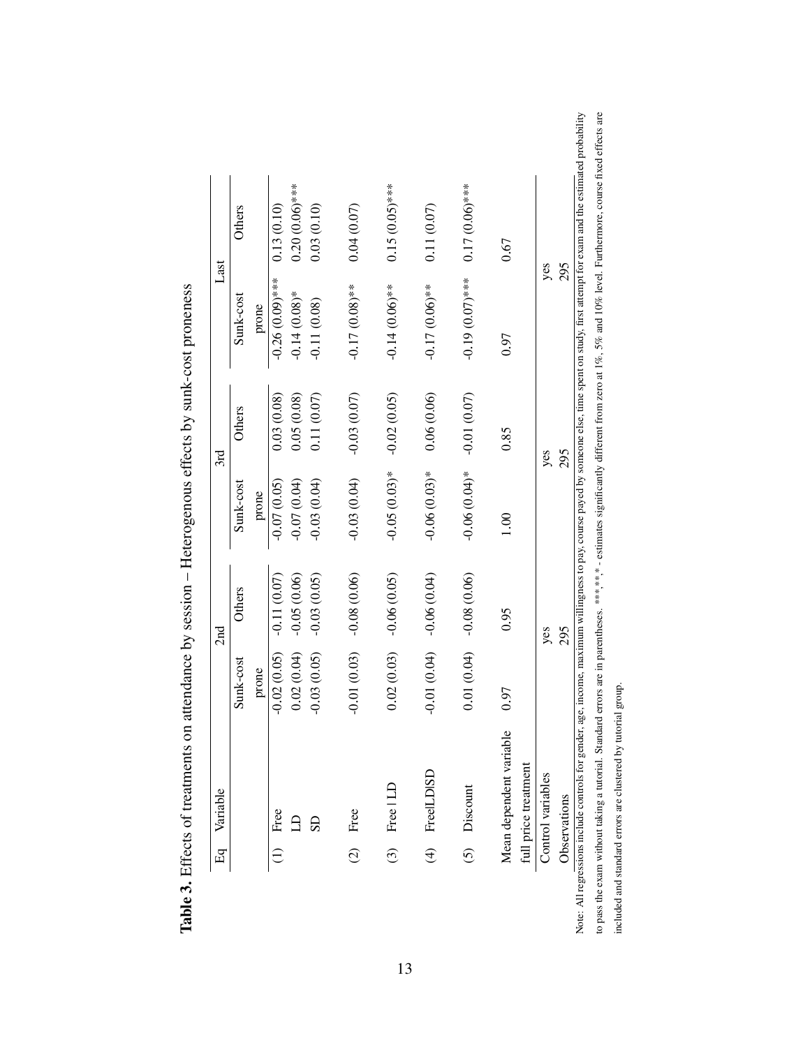**Table 3.** Effects of treatments on attendance by session – Heterogenous effects by sunk-cost proneness

| Eq | Variable | 2nd | | 3rd | | Last | |
|---|---|---|---|---|---|---|---|
| | | Sunk-cost prone | Others | Sunk-cost prone | Others | Sunk-cost prone | Others |
| (1) | Free | -0.02 (0.05) | -0.11 (0.07) | -0.07 (0.05) | 0.03 (0.08) | -0.26 (0.09)*** | 0.13 (0.10) |
| | LD | 0.02 (0.04) | -0.05 (0.06) | -0.07 (0.04) | 0.05 (0.08) | -0.14 (0.08)* | 0.20 (0.06)*** |
| | SD | -0.03 (0.05) | -0.03 (0.05) | -0.03 (0.04) | 0.11 (0.07) | -0.11 (0.08) | 0.03 (0.10) |
| (2) | Free | -0.01 (0.03) | -0.08 (0.06) | -0.03 (0.04) | -0.03 (0.07) | -0.17 (0.08)** | 0.04 (0.07) |
| (3) | Free \| LD | 0.02 (0.03) | -0.06 (0.05) | -0.05 (0.03)* | -0.02 (0.05) | -0.14 (0.06)** | 0.15 (0.05)*** |
| (4) | Free\|LD\|SD | -0.01 (0.04) | -0.06 (0.04) | -0.06 (0.03)* | 0.06 (0.06) | -0.17 (0.06)** | 0.11 (0.07) |
| (5) | Discount | 0.01 (0.04) | -0.08 (0.06) | -0.06 (0.04)* | -0.01 (0.07) | -0.19 (0.07)*** | 0.17 (0.06)*** |
| | Mean dependent variable full price treatment | 0.97 | 0.95 | 1.00 | 0.85 | 0.97 | 0.67 |
| | Control variables | yes | | yes | | yes | |
| | Observations | 295 | | 295 | | 295 | |

Note: All regressions include controls for gender, age, income, maximum willingness to pay, course payed by someone else, time spent on study, first attempt for exam and the estimated probability to pass the exam without taking a tutorial. Standard errors are in parentheses. ***,**,* - estimates significantly different from zero at 1%, 5% and 10% level. Furthermore, course fixed effects are included and standard errors are clustered by tutorial group.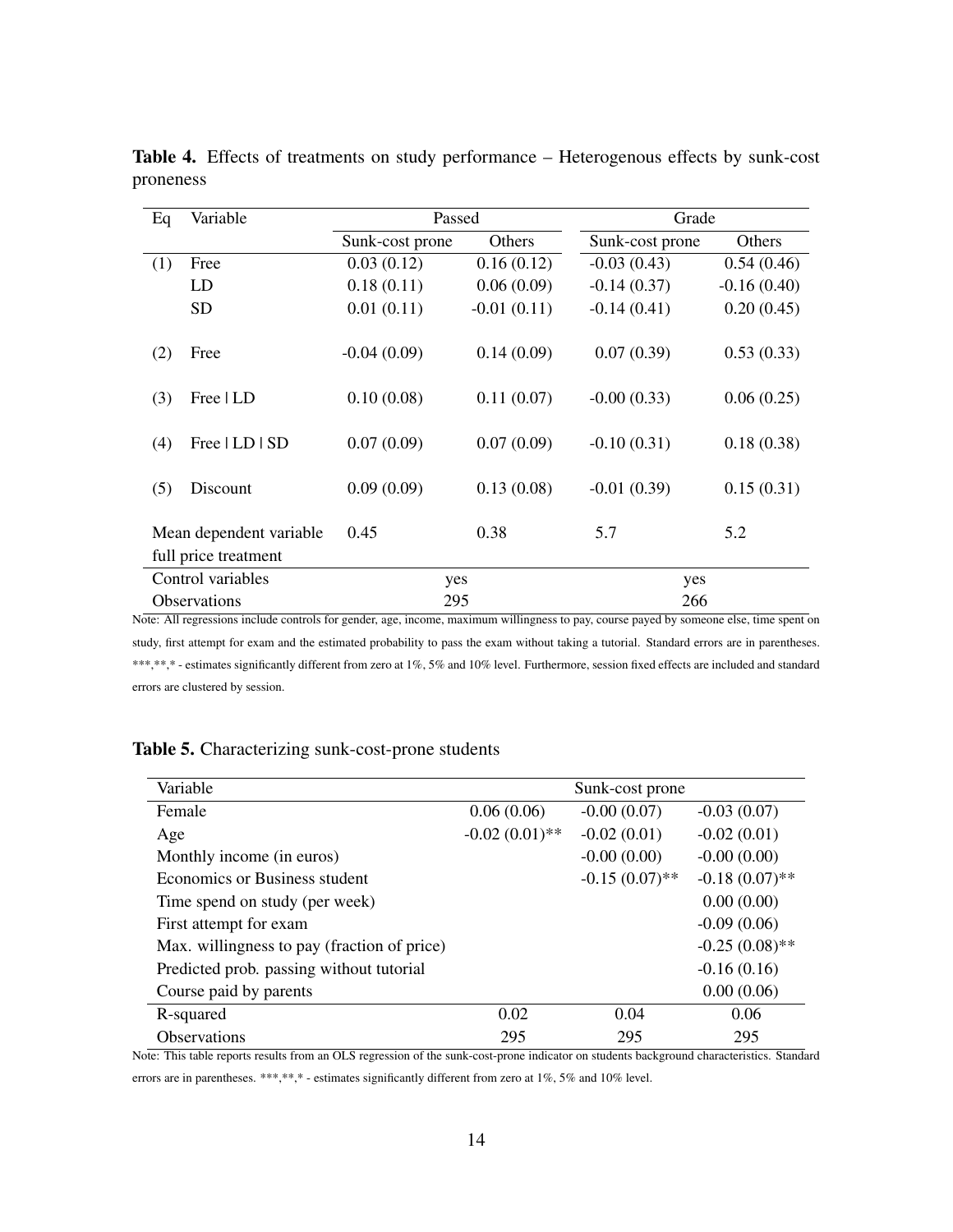**Table 4.** Effects of treatments on study performance – Heterogenous effects by sunk-cost proneness

| Eq | Variable | Passed | | Grade | |
|---|---|---|---|---|---|
| | | Sunk-cost prone | Others | Sunk-cost prone | Others |
| (1) | Free | 0.03 (0.12) | 0.16 (0.12) | -0.03 (0.43) | 0.54 (0.46) |
| | LD | 0.18 (0.11) | 0.06 (0.09) | -0.14 (0.37) | -0.16 (0.40) |
| | SD | 0.01 (0.11) | -0.01 (0.11) | -0.14 (0.41) | 0.20 (0.45) |
| (2) | Free | -0.04 (0.09) | 0.14 (0.09) | 0.07 (0.39) | 0.53 (0.33) |
| (3) | Free \| LD | 0.10 (0.08) | 0.11 (0.07) | -0.00 (0.33) | 0.06 (0.25) |
| (4) | Free \| LD \| SD | 0.07 (0.09) | 0.07 (0.09) | -0.10 (0.31) | 0.18 (0.38) |
| (5) | Discount | 0.09 (0.09) | 0.13 (0.08) | -0.01 (0.39) | 0.15 (0.31) |
| Mean dependent variable full price treatment | | 0.45 | 0.38 | 5.7 | 5.2 |
| Control variables | | yes | | yes | |
| Observations | | 295 | | 266 | |

Note: All regressions include controls for gender, age, income, maximum willingness to pay, course payed by someone else, time spent on study, first attempt for exam and the estimated probability to pass the exam without taking a tutorial. Standard errors are in parentheses. ***,**,* - estimates significantly different from zero at 1%, 5% and 10% level. Furthermore, session fixed effects are included and standard errors are clustered by session.

**Table 5.** Characterizing sunk-cost-prone students

| Variable | Sunk-cost prone | | |
|---|---|---|---|
| Female | 0.06 (0.06) | -0.00 (0.07) | -0.03 (0.07) |
| Age | -0.02 (0.01)** | -0.02 (0.01) | -0.02 (0.01) |
| Monthly income (in euros) | | -0.00 (0.00) | -0.00 (0.00) |
| Economics or Business student | | -0.15 (0.07)** | -0.18 (0.07)** |
| Time spend on study (per week) | | | 0.00 (0.00) |
| First attempt for exam | | | -0.09 (0.06) |
| Max. willingness to pay (fraction of price) | | | -0.25 (0.08)** |
| Predicted prob. passing without tutorial | | | -0.16 (0.16) |
| Course paid by parents | | | 0.00 (0.06) |
| R-squared | 0.02 | 0.04 | 0.06 |
| Observations | 295 | 295 | 295 |

Note: This table reports results from an OLS regression of the sunk-cost-prone indicator on students background characteristics. Standard errors are in parentheses. ***,**,* - estimates significantly different from zero at 1%, 5% and 10% level.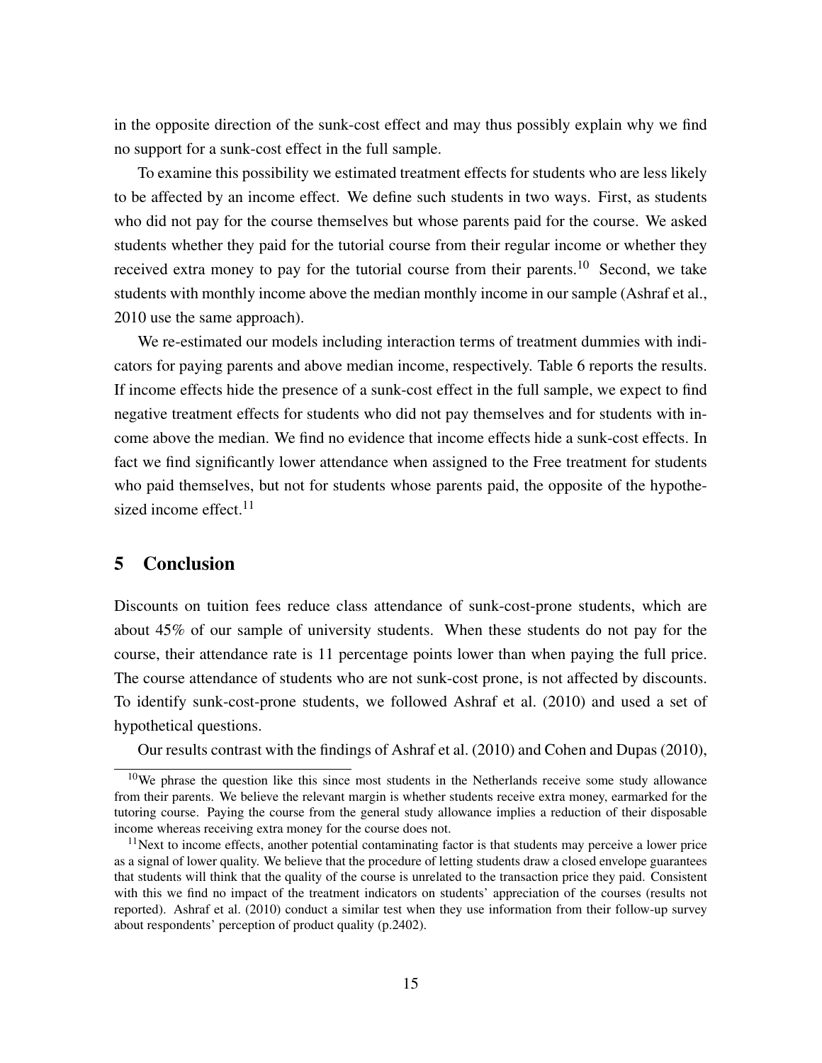in the opposite direction of the sunk-cost effect and may thus possibly explain why we find no support for a sunk-cost effect in the full sample.

To examine this possibility we estimated treatment effects for students who are less likely to be affected by an income effect. We define such students in two ways. First, as students who did not pay for the course themselves but whose parents paid for the course. We asked students whether they paid for the tutorial course from their regular income or whether they received extra money to pay for the tutorial course from their parents.[10] Second, we take students with monthly income above the median monthly income in our sample (Ashraf et al., 2010 use the same approach).

We re-estimated our models including interaction terms of treatment dummies with indicators for paying parents and above median income, respectively. Table 6 reports the results. If income effects hide the presence of a sunk-cost effect in the full sample, we expect to find negative treatment effects for students who did not pay themselves and for students with income above the median. We find no evidence that income effects hide a sunk-cost effects. In fact we find significantly lower attendance when assigned to the Free treatment for students who paid themselves, but not for students whose parents paid, the opposite of the hypothesized income effect.[11]

## 5 Conclusion

Discounts on tuition fees reduce class attendance of sunk-cost-prone students, which are about 45% of our sample of university students. When these students do not pay for the course, their attendance rate is 11 percentage points lower than when paying the full price. The course attendance of students who are not sunk-cost prone, is not affected by discounts. To identify sunk-cost-prone students, we followed Ashraf et al. (2010) and used a set of hypothetical questions.

Our results contrast with the findings of Ashraf et al. (2010) and Cohen and Dupas (2010),

---

[10] We phrase the question like this since most students in the Netherlands receive some study allowance from their parents. We believe the relevant margin is whether students receive extra money, earmarked for the tutoring course. Paying the course from the general study allowance implies a reduction of their disposable income whereas receiving extra money for the course does not.

[11] Next to income effects, another potential contaminating factor is that students may perceive a lower price as a signal of lower quality. We believe that the procedure of letting students draw a closed envelope guarantees that students will think that the quality of the course is unrelated to the transaction price they paid. Consistent with this we find no impact of the treatment indicators on students' appreciation of the courses (results not reported). Ashraf et al. (2010) conduct a similar test when they use information from their follow-up survey about respondents' perception of product quality (p.2402).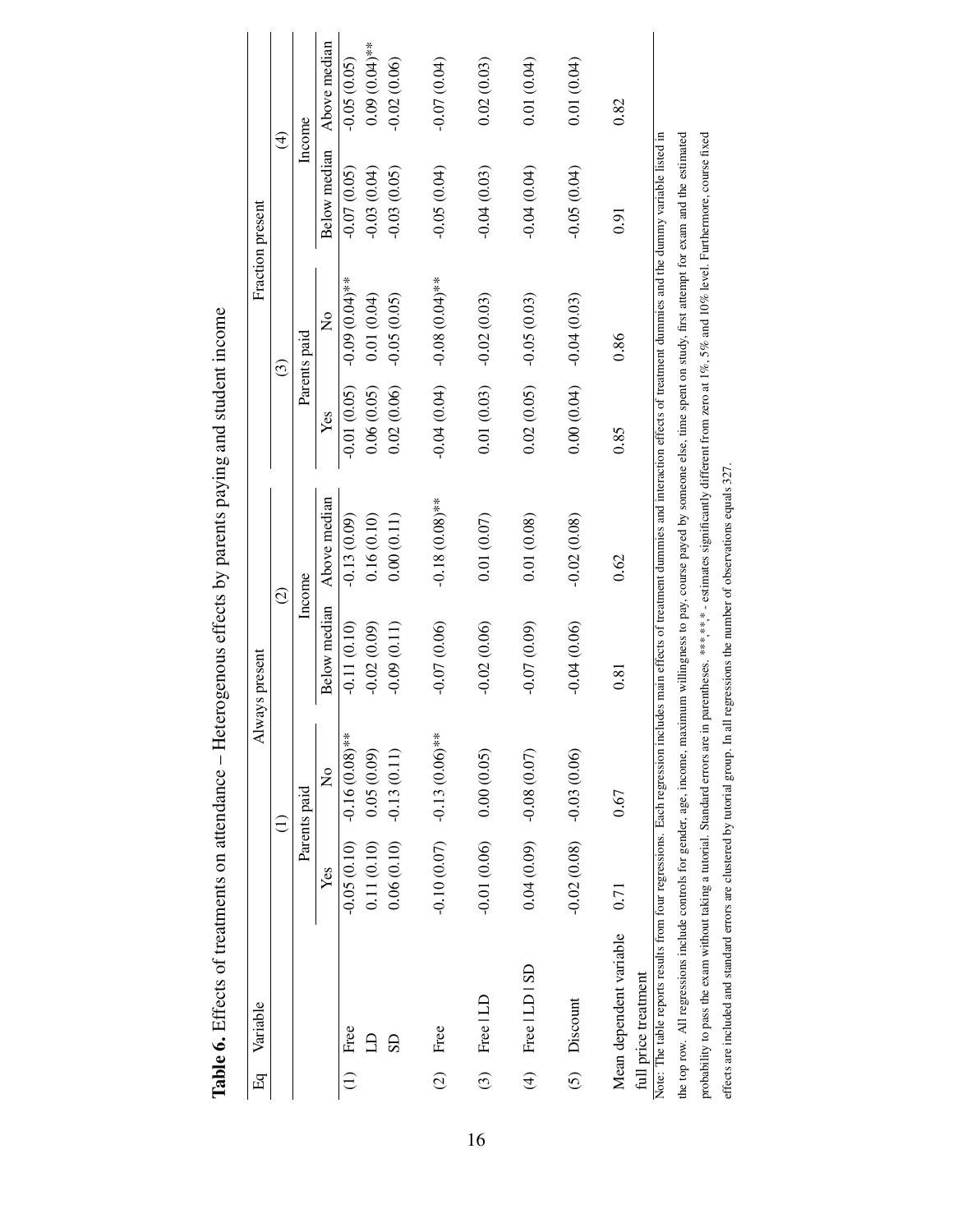**Table 6.** Effects of treatments on attendance – Heterogenous effects by parents paying and student income

| Eq | Variable | Always present | | | | Fraction present | | | |
|---|---|---|---|---|---|---|---|---|---|
| | | (1) | | (2) | | (3) | | (4) | |
| | | Parents paid | | Income | | Parents paid | | Income | |
| | | Yes | No | Below median | Above median | Yes | No | Below median | Above median |
| (1) | Free | -0.05 (0.10) | -0.16 (0.08)** | -0.11 (0.10) | -0.13 (0.09) | -0.01 (0.05) | -0.09 (0.04)** | -0.07 (0.05) | -0.05 (0.05) |
| | LD | 0.11 (0.10) | 0.05 (0.09) | -0.02 (0.09) | 0.16 (0.10) | 0.06 (0.05) | 0.01 (0.04) | -0.03 (0.04) | 0.09 (0.04)** |
| | SD | 0.06 (0.10) | -0.13 (0.11) | -0.09 (0.11) | 0.00 (0.11) | 0.02 (0.06) | -0.05 (0.05) | -0.03 (0.05) | -0.02 (0.06) |
| (2) | Free | -0.10 (0.07) | -0.13 (0.06)** | -0.07 (0.06) | -0.18 (0.08)** | -0.04 (0.04) | -0.08 (0.04)** | -0.05 (0.04) | -0.07 (0.04) |
| (3) | Free \| LD | -0.01 (0.06) | 0.00 (0.05) | -0.02 (0.06) | 0.01 (0.07) | 0.01 (0.03) | -0.02 (0.03) | -0.04 (0.03) | 0.02 (0.03) |
| (4) | Free \| LD \| SD | 0.04 (0.09) | -0.08 (0.07) | -0.07 (0.09) | 0.01 (0.08) | 0.02 (0.05) | -0.05 (0.03) | -0.04 (0.04) | 0.01 (0.04) |
| (5) | Discount | -0.02 (0.08) | -0.03 (0.06) | -0.04 (0.06) | -0.02 (0.08) | 0.00 (0.04) | -0.04 (0.03) | -0.05 (0.04) | 0.01 (0.04) |
| | Mean dependent variable full price treatment | 0.71 | 0.67 | 0.81 | 0.62 | 0.85 | 0.86 | 0.91 | 0.82 |

Note: The table reports results from four regressions. Each regression includes main effects of treatment dummies and interaction effects of treatment dummies and the dummy variable listed in the top row. All regressions include controls for gender, age, income, maximum willingness to pay, course payed by someone else, time spent on study, first attempt for exam and the estimated probability to pass the exam without taking a tutorial. Standard errors are in parentheses. ***,**,* - estimates significantly different from zero at 1%, 5% and 10% level. Furthermore, course fixed effects are included and standard errors are clustered by tutorial group. In all regressions the number of observations equals 327.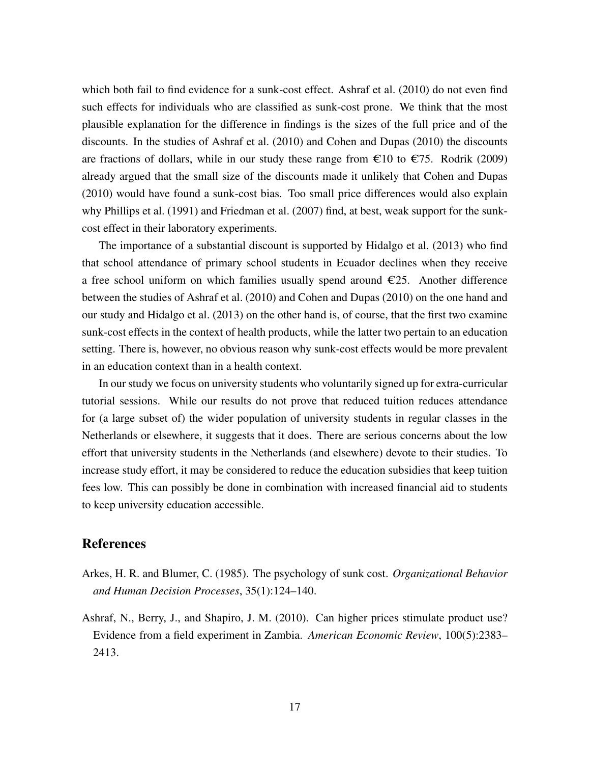which both fail to find evidence for a sunk-cost effect. Ashraf et al. (2010) do not even find such effects for individuals who are classified as sunk-cost prone. We think that the most plausible explanation for the difference in findings is the sizes of the full price and of the discounts. In the studies of Ashraf et al. (2010) and Cohen and Dupas (2010) the discounts are fractions of dollars, while in our study these range from €10 to €75. Rodrik (2009) already argued that the small size of the discounts made it unlikely that Cohen and Dupas (2010) would have found a sunk-cost bias. Too small price differences would also explain why Phillips et al. (1991) and Friedman et al. (2007) find, at best, weak support for the sunk-cost effect in their laboratory experiments.

The importance of a substantial discount is supported by Hidalgo et al. (2013) who find that school attendance of primary school students in Ecuador declines when they receive a free school uniform on which families usually spend around €25. Another difference between the studies of Ashraf et al. (2010) and Cohen and Dupas (2010) on the one hand and our study and Hidalgo et al. (2013) on the other hand is, of course, that the first two examine sunk-cost effects in the context of health products, while the latter two pertain to an education setting. There is, however, no obvious reason why sunk-cost effects would be more prevalent in an education context than in a health context.

In our study we focus on university students who voluntarily signed up for extra-curricular tutorial sessions. While our results do not prove that reduced tuition reduces attendance for (a large subset of) the wider population of university students in regular classes in the Netherlands or elsewhere, it suggests that it does. There are serious concerns about the low effort that university students in the Netherlands (and elsewhere) devote to their studies. To increase study effort, it may be considered to reduce the education subsidies that keep tuition fees low. This can possibly be done in combination with increased financial aid to students to keep university education accessible.

## References

Arkes, H. R. and Blumer, C. (1985). The psychology of sunk cost. *Organizational Behavior and Human Decision Processes*, 35(1):124–140.

Ashraf, N., Berry, J., and Shapiro, J. M. (2010). Can higher prices stimulate product use? Evidence from a field experiment in Zambia. *American Economic Review*, 100(5):2383–2413.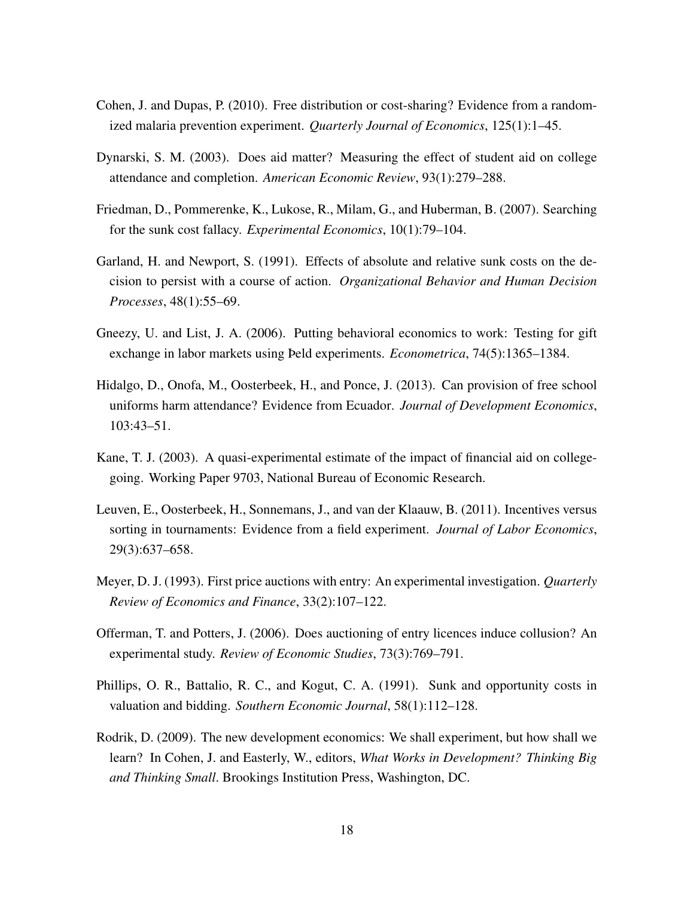Cohen, J. and Dupas, P. (2010). Free distribution or cost-sharing? Evidence from a randomized malaria prevention experiment. *Quarterly Journal of Economics*, 125(1):1–45.

Dynarski, S. M. (2003). Does aid matter? Measuring the effect of student aid on college attendance and completion. *American Economic Review*, 93(1):279–288.

Friedman, D., Pommerenke, K., Lukose, R., Milam, G., and Huberman, B. (2007). Searching for the sunk cost fallacy. *Experimental Economics*, 10(1):79–104.

Garland, H. and Newport, S. (1991). Effects of absolute and relative sunk costs on the decision to persist with a course of action. *Organizational Behavior and Human Decision Processes*, 48(1):55–69.

Gneezy, U. and List, J. A. (2006). Putting behavioral economics to work: Testing for gift exchange in labor markets using Þeld experiments. *Econometrica*, 74(5):1365–1384.

Hidalgo, D., Onofa, M., Oosterbeek, H., and Ponce, J. (2013). Can provision of free school uniforms harm attendance? Evidence from Ecuador. *Journal of Development Economics*, 103:43–51.

Kane, T. J. (2003). A quasi-experimental estimate of the impact of financial aid on college-going. Working Paper 9703, National Bureau of Economic Research.

Leuven, E., Oosterbeek, H., Sonnemans, J., and van der Klaauw, B. (2011). Incentives versus sorting in tournaments: Evidence from a field experiment. *Journal of Labor Economics*, 29(3):637–658.

Meyer, D. J. (1993). First price auctions with entry: An experimental investigation. *Quarterly Review of Economics and Finance*, 33(2):107–122.

Offerman, T. and Potters, J. (2006). Does auctioning of entry licences induce collusion? An experimental study. *Review of Economic Studies*, 73(3):769–791.

Phillips, O. R., Battalio, R. C., and Kogut, C. A. (1991). Sunk and opportunity costs in valuation and bidding. *Southern Economic Journal*, 58(1):112–128.

Rodrik, D. (2009). The new development economics: We shall experiment, but how shall we learn? In Cohen, J. and Easterly, W., editors, *What Works in Development? Thinking Big and Thinking Small*. Brookings Institution Press, Washington, DC.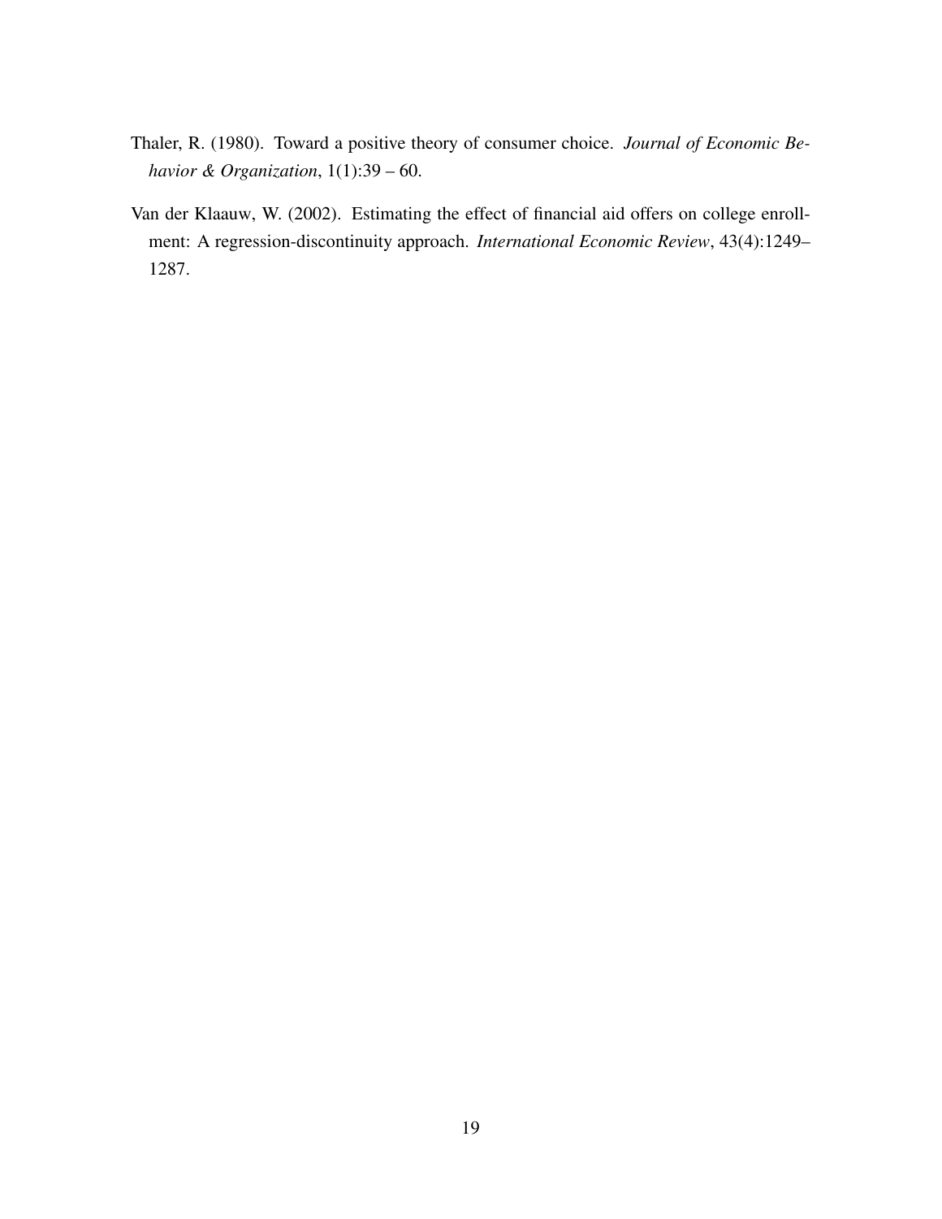Thaler, R. (1980). Toward a positive theory of consumer choice. *Journal of Economic Behavior & Organization*, 1(1):39 – 60.

Van der Klaauw, W. (2002). Estimating the effect of financial aid offers on college enrollment: A regression-discontinuity approach. *International Economic Review*, 43(4):1249–1287.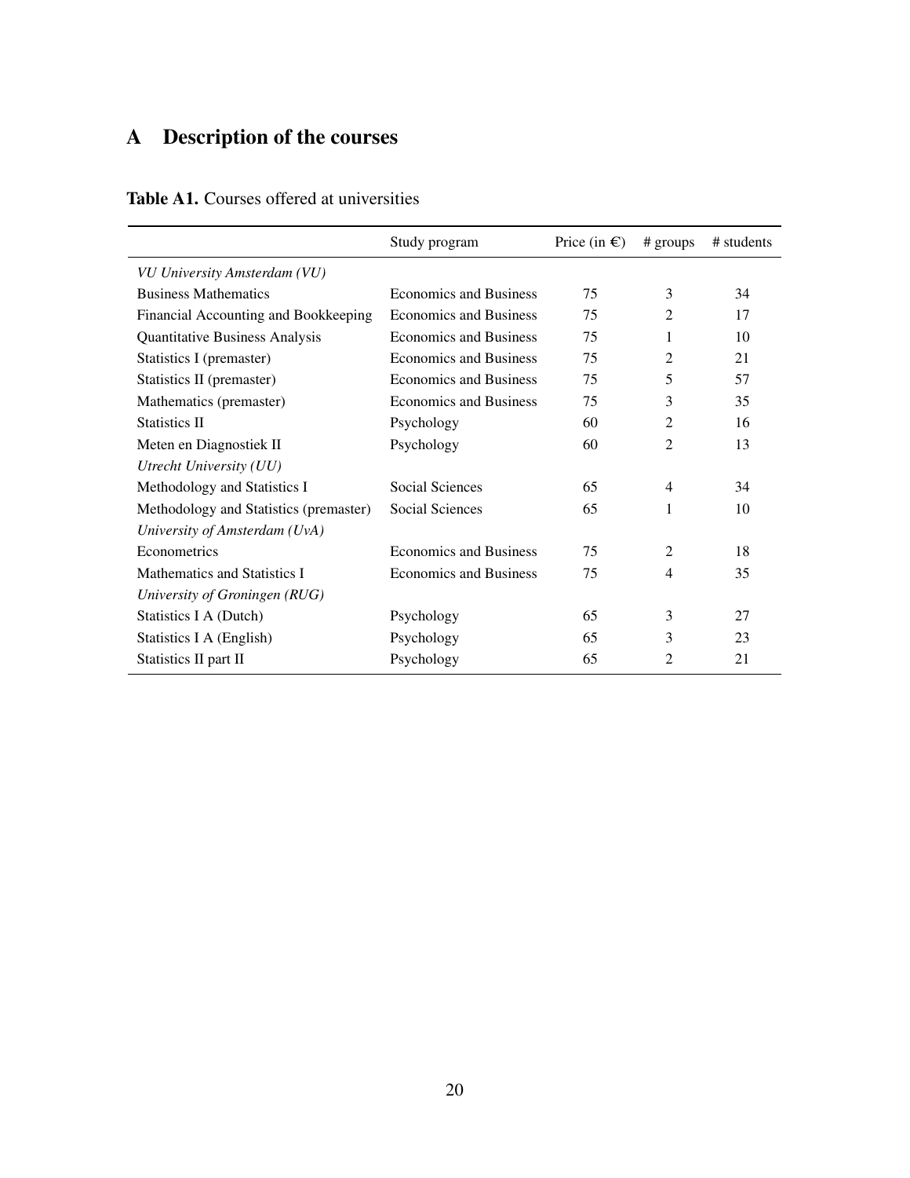# A Description of the courses

**Table A1.** Courses offered at universities

| | Study program | Price (in €) | # groups | # students |
|---|---|---|---|---|
| *VU University Amsterdam (VU)* | | | | |
| Business Mathematics | Economics and Business | 75 | 3 | 34 |
| Financial Accounting and Bookkeeping | Economics and Business | 75 | 2 | 17 |
| Quantitative Business Analysis | Economics and Business | 75 | 1 | 10 |
| Statistics I (premaster) | Economics and Business | 75 | 2 | 21 |
| Statistics II (premaster) | Economics and Business | 75 | 5 | 57 |
| Mathematics (premaster) | Economics and Business | 75 | 3 | 35 |
| Statistics II | Psychology | 60 | 2 | 16 |
| Meten en Diagnostiek II | Psychology | 60 | 2 | 13 |
| *Utrecht University (UU)* | | | | |
| Methodology and Statistics I | Social Sciences | 65 | 4 | 34 |
| Methodology and Statistics (premaster) | Social Sciences | 65 | 1 | 10 |
| *University of Amsterdam (UvA)* | | | | |
| Econometrics | Economics and Business | 75 | 2 | 18 |
| Mathematics and Statistics I | Economics and Business | 75 | 4 | 35 |
| *University of Groningen (RUG)* | | | | |
| Statistics I A (Dutch) | Psychology | 65 | 3 | 27 |
| Statistics I A (English) | Psychology | 65 | 3 | 23 |
| Statistics II part II | Psychology | 65 | 2 | 21 |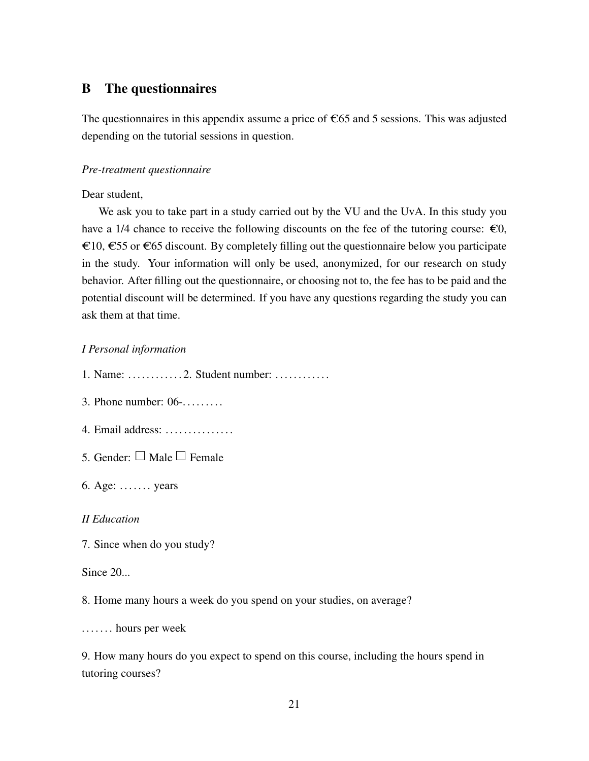## B The questionnaires

The questionnaires in this appendix assume a price of €65 and 5 sessions. This was adjusted depending on the tutorial sessions in question.

*Pre-treatment questionnaire*

Dear student,

We ask you to take part in a study carried out by the VU and the UvA. In this study you have a 1/4 chance to receive the following discounts on the fee of the tutoring course: €0, €10, €55 or €65 discount. By completely filling out the questionnaire below you participate in the study. Your information will only be used, anonymized, for our research on study behavior. After filling out the questionnaire, or choosing not to, the fee has to be paid and the potential discount will be determined. If you have any questions regarding the study you can ask them at that time.

*I Personal information*

1. Name: ............ 2. Student number: ............

3. Phone number: 06-.........

4. Email address: ...............

5. Gender: ☐ Male ☐ Female

6. Age: ....... years

*II Education*

7. Since when do you study?

Since 20...

8. Home many hours a week do you spend on your studies, on average?

....... hours per week

9. How many hours do you expect to spend on this course, including the hours spend in tutoring courses?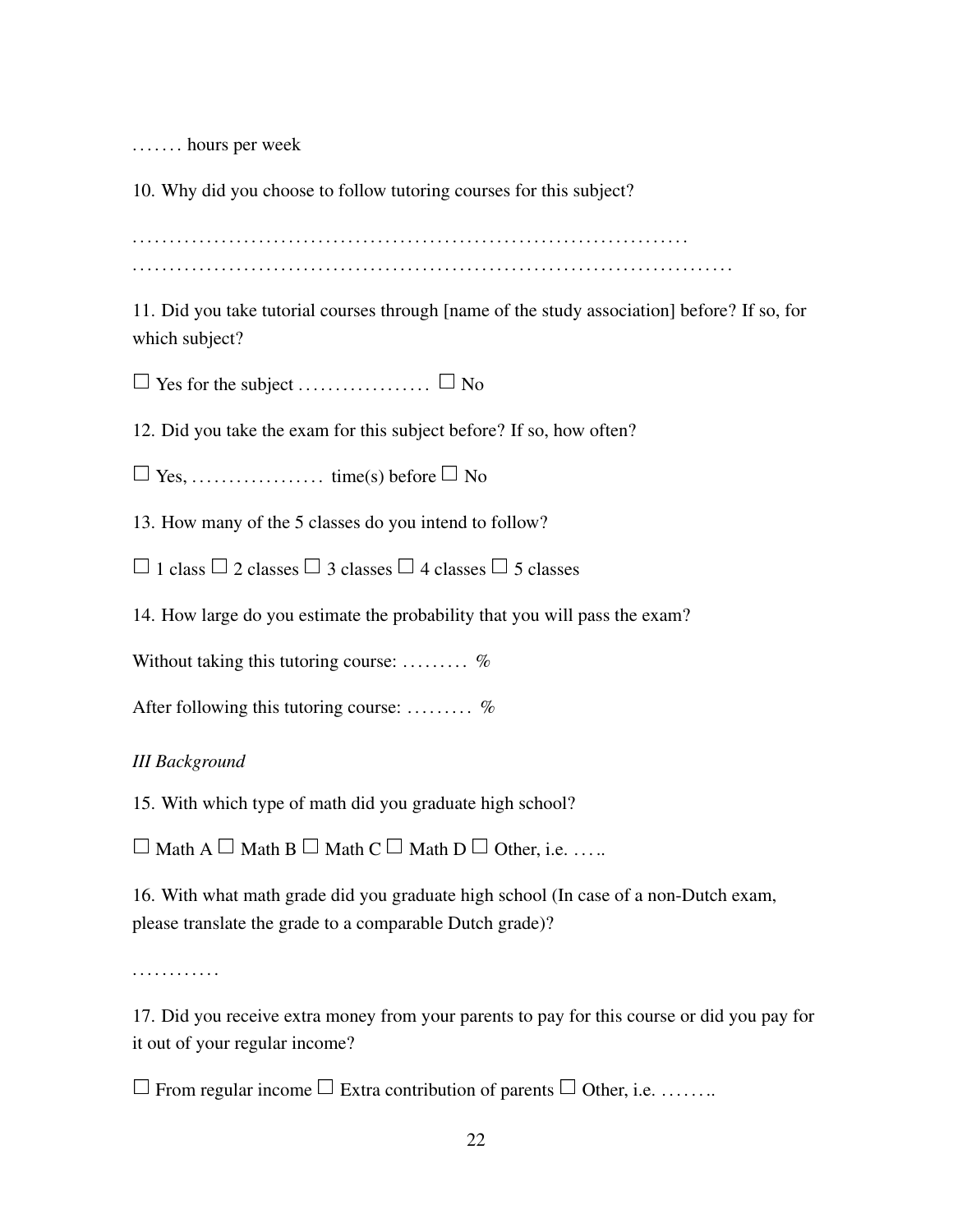. . . . . . . hours per week

10. Why did you choose to follow tutoring courses for this subject?

. . . . . . . . . . . . . . . . . . . . . . . . . . . . . . . . . . . . . . . . . . . . . . . . . . . . . . . . . . . . . . . . . . . . . . . . .
. . . . . . . . . . . . . . . . . . . . . . . . . . . . . . . . . . . . . . . . . . . . . . . . . . . . . . . . . . . . . . . . . . . . . . . . . . . . .

11. Did you take tutorial courses through [name of the study association] before? If so, for which subject?

☐ Yes for the subject . . . . . . . . . . . . . . . . . . ☐ No

12. Did you take the exam for this subject before? If so, how often?

☐ Yes, . . . . . . . . . . . . . . . . . . time(s) before ☐ No

13. How many of the 5 classes do you intend to follow?

☐ 1 class ☐ 2 classes ☐ 3 classes ☐ 4 classes ☐ 5 classes

14. How large do you estimate the probability that you will pass the exam?

Without taking this tutoring course: . . . . . . . . . %

After following this tutoring course: . . . . . . . . . %

*III Background*

15. With which type of math did you graduate high school?

☐ Math A ☐ Math B ☐ Math C ☐ Math D ☐ Other, i.e. . . . ..

16. With what math grade did you graduate high school (In case of a non-Dutch exam, please translate the grade to a comparable Dutch grade)?

. . . . . . . . . . . .

17. Did you receive extra money from your parents to pay for this course or did you pay for it out of your regular income?

☐ From regular income ☐ Extra contribution of parents ☐ Other, i.e. . . . . . . ..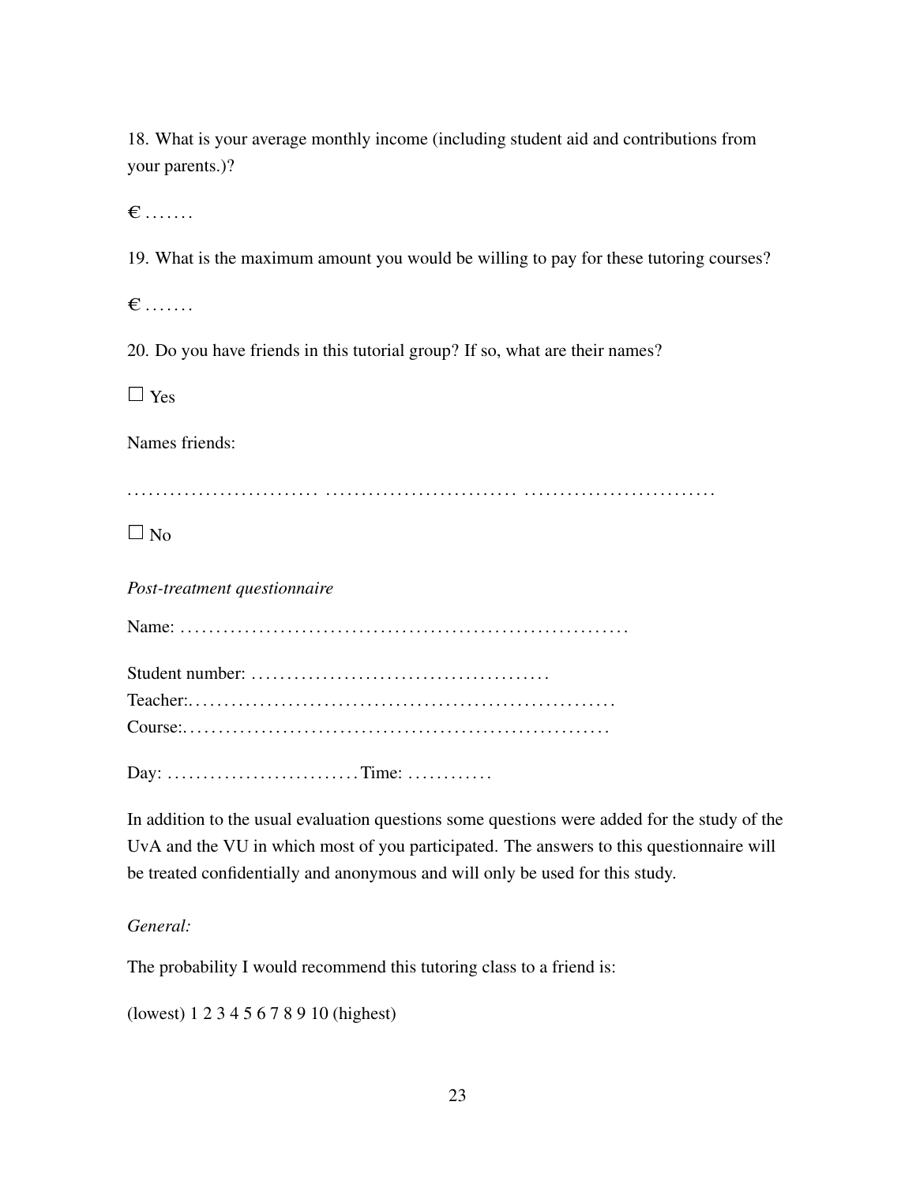18. What is your average monthly income (including student aid and contributions from your parents.)?

€ . . . . . . .

19. What is the maximum amount you would be willing to pay for these tutoring courses?

€ . . . . . . .

20. Do you have friends in this tutorial group? If so, what are their names?

☐ Yes

Names friends:

. . . . . . . . . . . . . . . . . . . . . . . . . . . . . . . . . . . . . . . . . . . . . . . . . . . . . . . . . . . . . . . . . . . . . . . . . . . . . .

☐ No

*Post-treatment questionnaire*

Name: . . . . . . . . . . . . . . . . . . . . . . . . . . . . . . . . . . . . . . . . . . . . . . . . . . . . . . . . . . . . .

Student number: . . . . . . . . . . . . . . . . . . . . . . . . . . . . . . . . . . . . . . . . .
Teacher:. . . . . . . . . . . . . . . . . . . . . . . . . . . . . . . . . . . . . . . . . . . . . . . . . . . . . . . . . .
Course:. . . . . . . . . . . . . . . . . . . . . . . . . . . . . . . . . . . . . . . . . . . . . . . . . . . . . . . . . .

Day: . . . . . . . . . . . . . . . . . . . . . . . . . . Time: . . . . . . . . . . . .

In addition to the usual evaluation questions some questions were added for the study of the UvA and the VU in which most of you participated. The answers to this questionnaire will be treated confidentially and anonymous and will only be used for this study.

*General:*

The probability I would recommend this tutoring class to a friend is:

(lowest) 1 2 3 4 5 6 7 8 9 10 (highest)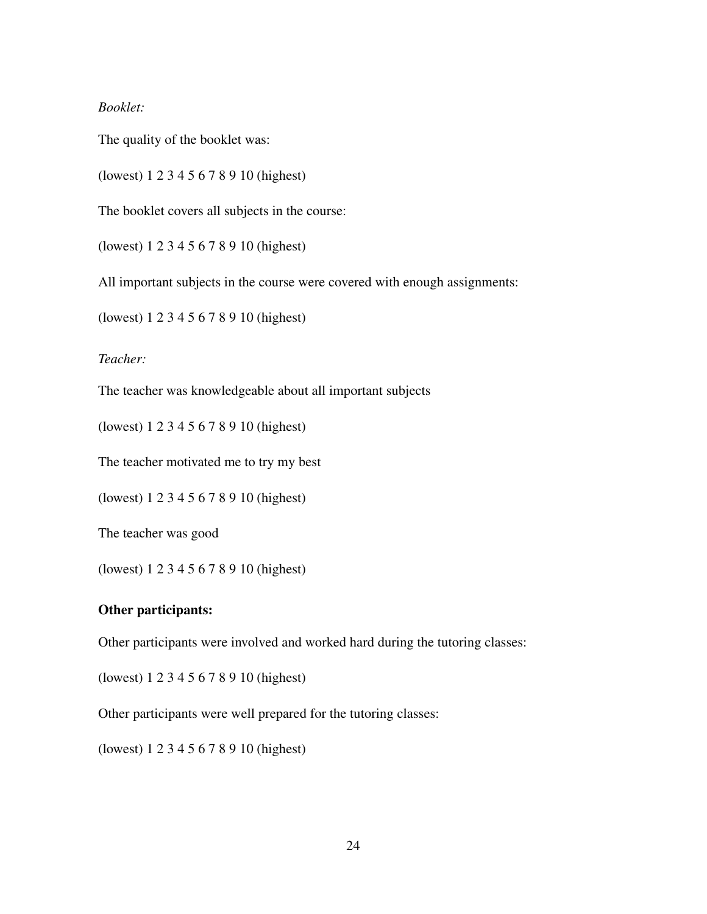*Booklet:*

The quality of the booklet was:

(lowest) 1 2 3 4 5 6 7 8 9 10 (highest)

The booklet covers all subjects in the course:

(lowest) 1 2 3 4 5 6 7 8 9 10 (highest)

All important subjects in the course were covered with enough assignments:

(lowest) 1 2 3 4 5 6 7 8 9 10 (highest)

*Teacher:*

The teacher was knowledgeable about all important subjects

(lowest) 1 2 3 4 5 6 7 8 9 10 (highest)

The teacher motivated me to try my best

(lowest) 1 2 3 4 5 6 7 8 9 10 (highest)

The teacher was good

(lowest) 1 2 3 4 5 6 7 8 9 10 (highest)

**Other participants:**

Other participants were involved and worked hard during the tutoring classes:

(lowest) 1 2 3 4 5 6 7 8 9 10 (highest)

Other participants were well prepared for the tutoring classes:

(lowest) 1 2 3 4 5 6 7 8 9 10 (highest)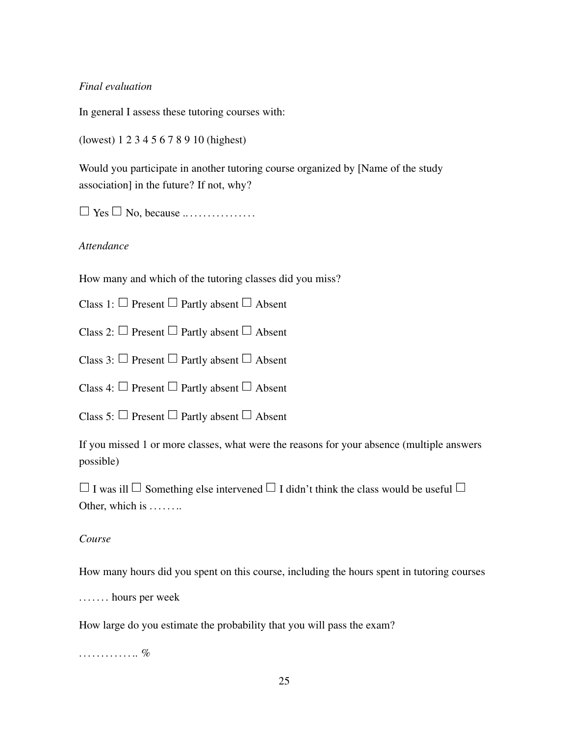*Final evaluation*

In general I assess these tutoring courses with:

(lowest) 1 2 3 4 5 6 7 8 9 10 (highest)

Would you participate in another tutoring course organized by [Name of the study association] in the future? If not, why?

☐ Yes ☐ No, because .. . . . . . . . . . . . . . . .

*Attendance*

How many and which of the tutoring classes did you miss?

Class 1: ☐ Present ☐ Partly absent ☐ Absent

Class 2: ☐ Present ☐ Partly absent ☐ Absent

Class 3: ☐ Present ☐ Partly absent ☐ Absent

Class 4: ☐ Present ☐ Partly absent ☐ Absent

Class 5: ☐ Present ☐ Partly absent ☐ Absent

If you missed 1 or more classes, what were the reasons for your absence (multiple answers possible)

☐ I was ill ☐ Something else intervened ☐ I didn't think the class would be useful ☐ Other, which is . . . . . . . .

*Course*

How many hours did you spent on this course, including the hours spent in tutoring courses

. . . . . . . hours per week

How large do you estimate the probability that you will pass the exam?

. . . . . . . . . . . . .. %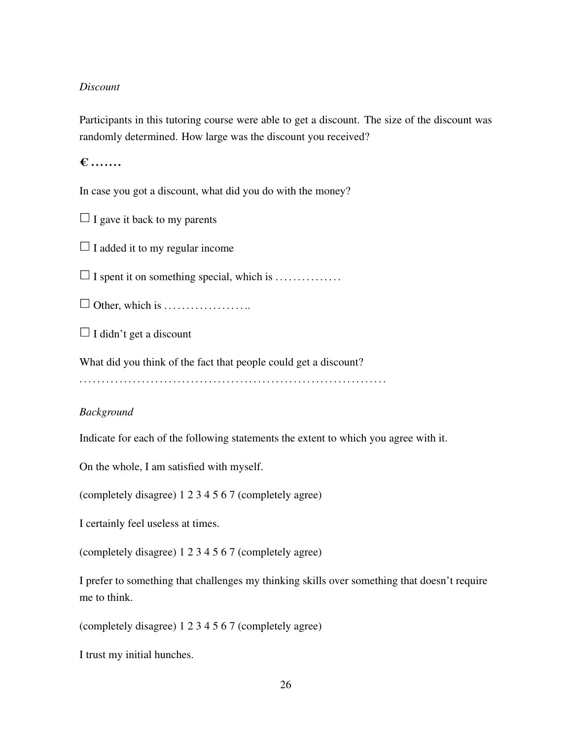*Discount*

Participants in this tutoring course were able to get a discount. The size of the discount was randomly determined. How large was the discount you received?

**€ .......**

In case you got a discount, what did you do with the money?

☐ I gave it back to my parents

☐ I added it to my regular income

☐ I spent it on something special, which is ...............

☐ Other, which is ...................

☐ I didn't get a discount

What did you think of the fact that people could get a discount?

.....................................................................

*Background*

Indicate for each of the following statements the extent to which you agree with it.

On the whole, I am satisfied with myself.

(completely disagree) 1 2 3 4 5 6 7 (completely agree)

I certainly feel useless at times.

(completely disagree) 1 2 3 4 5 6 7 (completely agree)

I prefer to something that challenges my thinking skills over something that doesn't require me to think.

(completely disagree) 1 2 3 4 5 6 7 (completely agree)

I trust my initial hunches.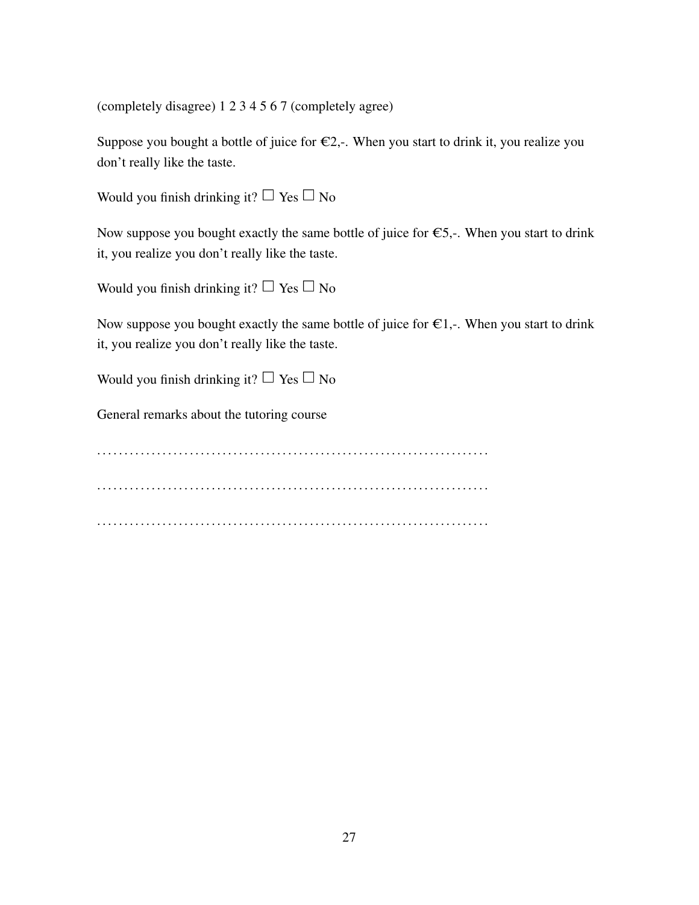(completely disagree) 1 2 3 4 5 6 7 (completely agree)

Suppose you bought a bottle of juice for €2,-. When you start to drink it, you realize you don't really like the taste.

Would you finish drinking it? ☐ Yes ☐ No

Now suppose you bought exactly the same bottle of juice for €5,-. When you start to drink it, you realize you don't really like the taste.

Would you finish drinking it? ☐ Yes ☐ No

Now suppose you bought exactly the same bottle of juice for €1,-. When you start to drink it, you realize you don't really like the taste.

Would you finish drinking it? ☐ Yes ☐ No

General remarks about the tutoring course

. . . . . . . . . . . . . . . . . . . . . . . . . . . . . . . . . . . . . . . . . . . . . . . . . . . . . . . . . . . . . . . . . . . . .

. . . . . . . . . . . . . . . . . . . . . . . . . . . . . . . . . . . . . . . . . . . . . . . . . . . . . . . . . . . . . . . . . . . . .

. . . . . . . . . . . . . . . . . . . . . . . . . . . . . . . . . . . . . . . . . . . . . . . . . . . . . . . . . . . . . . . . . . . . .